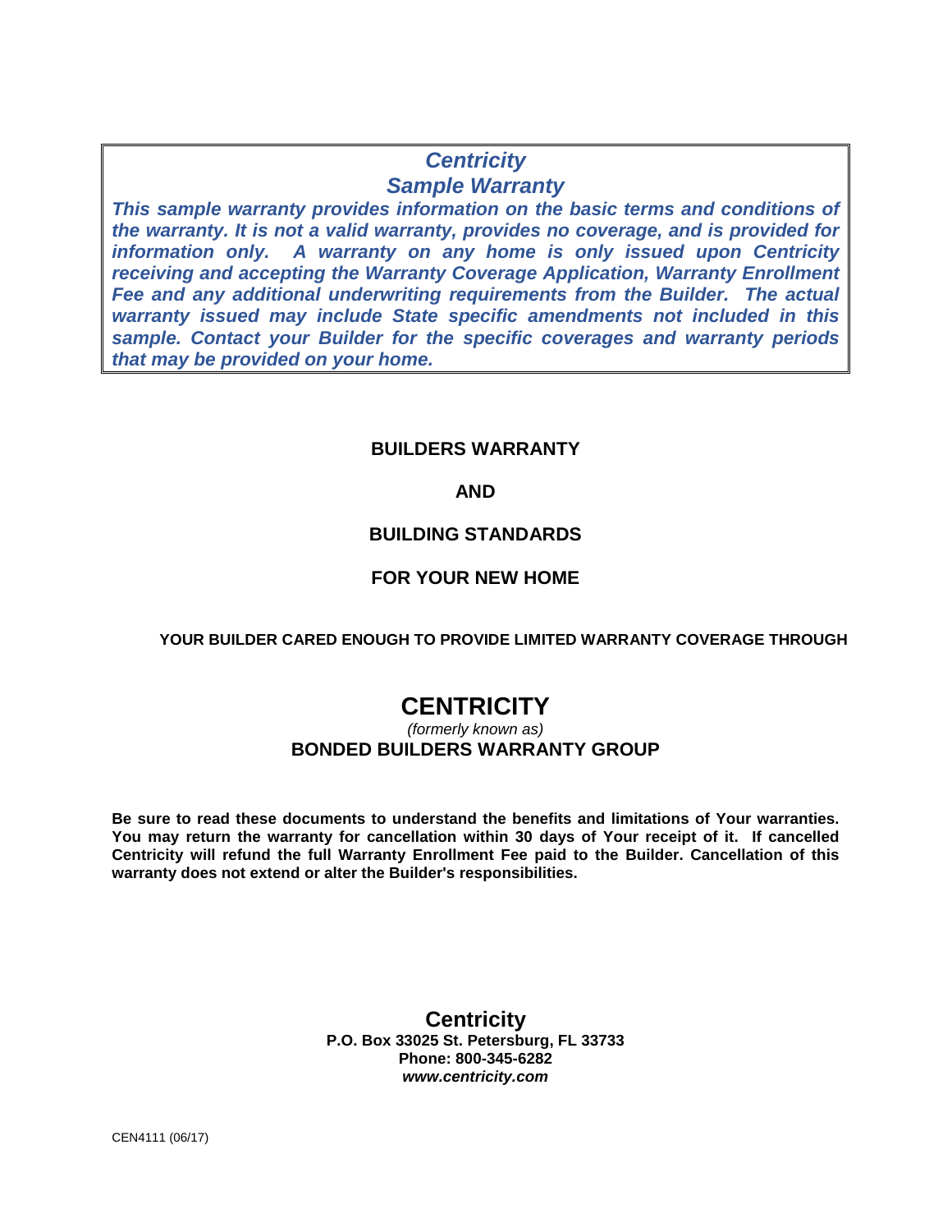***Centricity***
***Sample Warranty***

***This sample warranty provides information on the basic terms and conditions of the warranty. It is not a valid warranty, provides no coverage, and is provided for information only. A warranty on any home is only issued upon Centricity receiving and accepting the Warranty Coverage Application, Warranty Enrollment Fee and any additional underwriting requirements from the Builder. The actual warranty issued may include State specific amendments not included in this sample. Contact your Builder for the specific coverages and warranty periods that may be provided on your home.***

# BUILDERS WARRANTY

# AND

# BUILDING STANDARDS

# FOR YOUR NEW HOME

**YOUR BUILDER CARED ENOUGH TO PROVIDE LIMITED WARRANTY COVERAGE THROUGH**

# CENTRICITY

*(formerly known as)*

**BONDED BUILDERS WARRANTY GROUP**

**Be sure to read these documents to understand the benefits and limitations of Your warranties. You may return the warranty for cancellation within 30 days of Your receipt of it. If cancelled Centricity will refund the full Warranty Enrollment Fee paid to the Builder. Cancellation of this warranty does not extend or alter the Builder's responsibilities.**

**Centricity**
**P.O. Box 33025 St. Petersburg, FL 33733**
**Phone: 800-345-6282**
***www.centricity.com***

CEN4111 (06/17)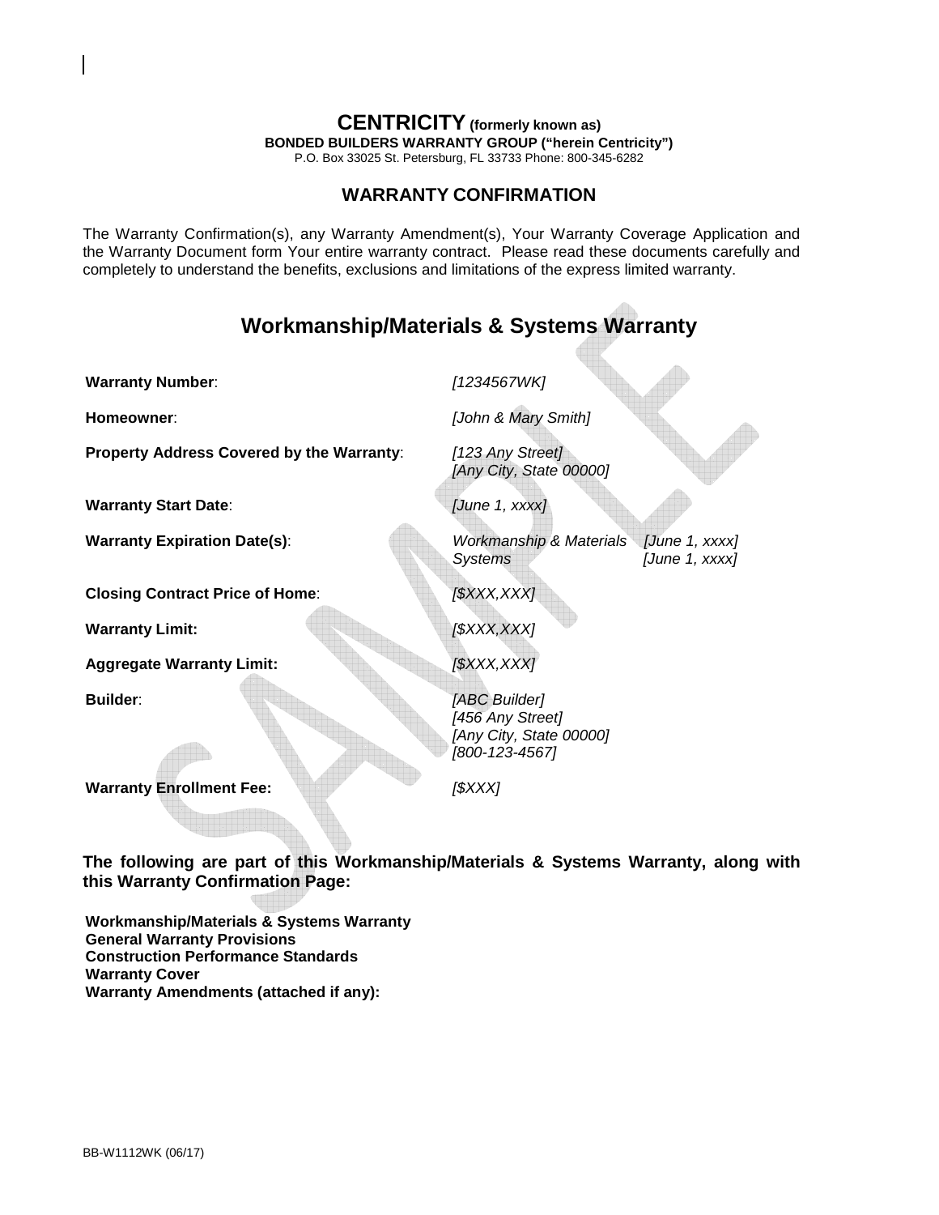# CENTRICITY (formerly known as)

**BONDED BUILDERS WARRANTY GROUP ("herein Centricity")**

P.O. Box 33025 St. Petersburg, FL 33733 Phone: 800-345-6282

## WARRANTY CONFIRMATION

The Warranty Confirmation(s), any Warranty Amendment(s), Your Warranty Coverage Application and the Warranty Document form Your entire warranty contract. Please read these documents carefully and completely to understand the benefits, exclusions and limitations of the express limited warranty.

## Workmanship/Materials & Systems Warranty

| | | |
|---|---|---|
| **Warranty Number**: | *[1234567WK]* | |
| **Homeowner**: | *[John & Mary Smith]* | |
| **Property Address Covered by the Warranty**: | *[123 Any Street]* *[Any City, State 00000]* | |
| **Warranty Start Date**: | *[June 1, xxxx]* | |
| **Warranty Expiration Date(s)**: | *Workmanship & Materials* | *[June 1, xxxx]* |
| | *Systems* | *[June 1, xxxx]* |
| **Closing Contract Price of Home**: | *[$XXX,XXX]* | |
| **Warranty Limit:** | *[$XXX,XXX]* | |
| **Aggregate Warranty Limit:** | *[$XXX,XXX]* | |
| **Builder**: | *[ABC Builder]* *[456 Any Street]* *[Any City, State 00000]* *[800-123-4567]* | |
| **Warranty Enrollment Fee:** | *[$XXX]* | |

**The following are part of this Workmanship/Materials & Systems Warranty, along with this Warranty Confirmation Page:**

**Workmanship/Materials & Systems Warranty**
**General Warranty Provisions**
**Construction Performance Standards**
**Warranty Cover**
**Warranty Amendments (attached if any):**

BB-W1112WK (06/17)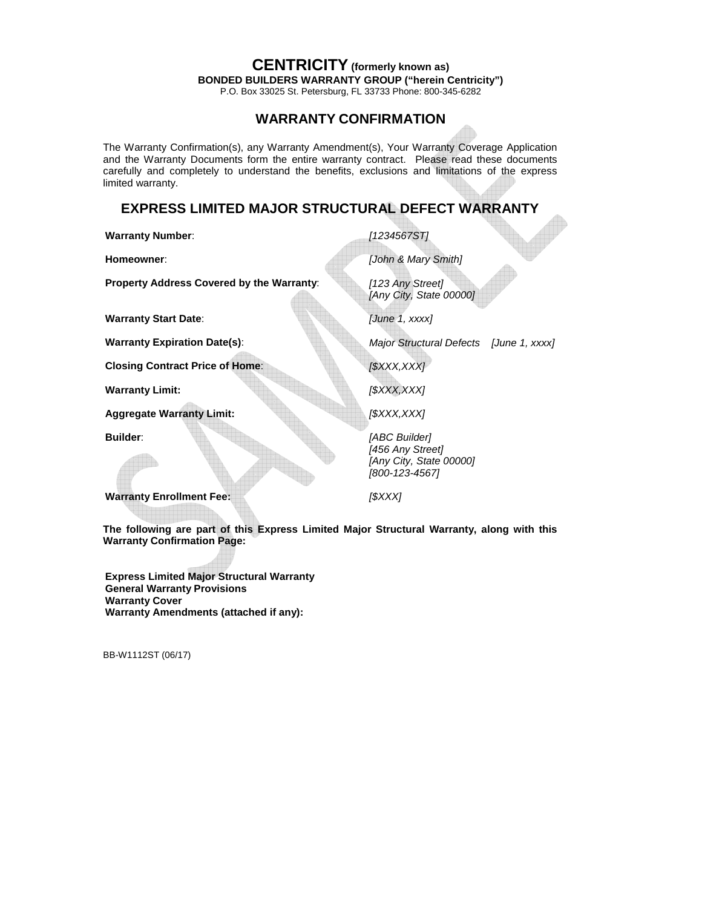# CENTRICITY (formerly known as)

**BONDED BUILDERS WARRANTY GROUP ("herein Centricity")**

P.O. Box 33025 St. Petersburg, FL 33733 Phone: 800-345-6282

## WARRANTY CONFIRMATION

The Warranty Confirmation(s), any Warranty Amendment(s), Your Warranty Coverage Application and the Warranty Documents form the entire warranty contract. Please read these documents carefully and completely to understand the benefits, exclusions and limitations of the express limited warranty.

## EXPRESS LIMITED MAJOR STRUCTURAL DEFECT WARRANTY

| | |
|---|---|
| **Warranty Number**: | *[1234567ST]* |
| **Homeowner**: | *[John & Mary Smith]* |
| **Property Address Covered by the Warranty**: | *[123 Any Street]*<br>*[Any City, State 00000]* |
| **Warranty Start Date**: | *[June 1, xxxx]* |
| **Warranty Expiration Date(s)**: | *Major Structural Defects [June 1, xxxx]* |
| **Closing Contract Price of Home**: | *[$XXX,XXX]* |
| **Warranty Limit:** | *[$XXX,XXX]* |
| **Aggregate Warranty Limit:** | *[$XXX,XXX]* |
| **Builder**: | *[ABC Builder]*<br>*[456 Any Street]*<br>*[Any City, State 00000]*<br>*[800-123-4567]* |
| **Warranty Enrollment Fee:** | *[$XXX]* |

**The following are part of this Express Limited Major Structural Warranty, along with this Warranty Confirmation Page:**

**Express Limited Major Structural Warranty**
**General Warranty Provisions**
**Warranty Cover**
**Warranty Amendments (attached if any):**

BB-W1112ST (06/17)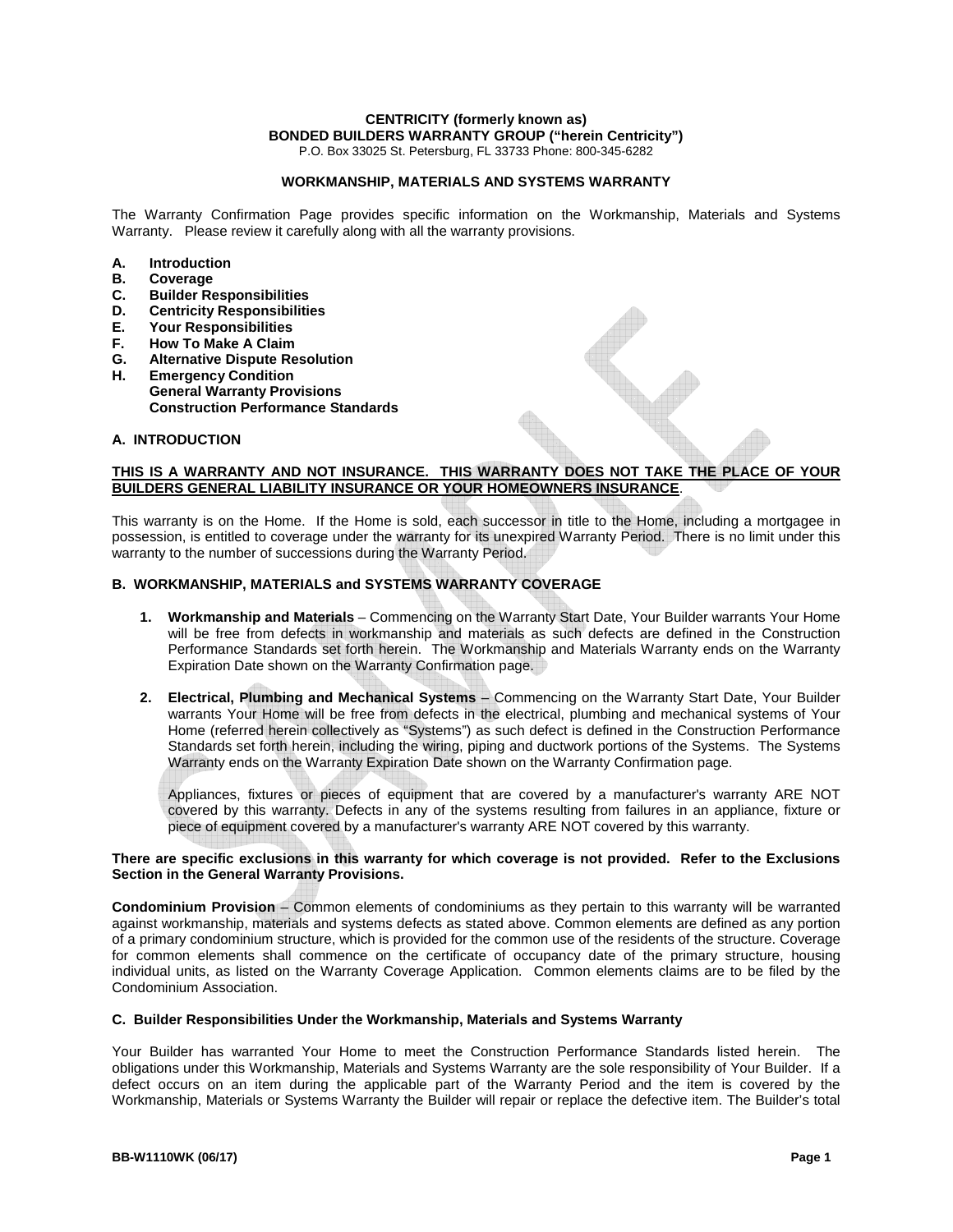**CENTRICITY (formerly known as)**
**BONDED BUILDERS WARRANTY GROUP ("herein Centricity")**
P.O. Box 33025 St. Petersburg, FL 33733 Phone: 800-345-6282

## WORKMANSHIP, MATERIALS AND SYSTEMS WARRANTY

The Warranty Confirmation Page provides specific information on the Workmanship, Materials and Systems Warranty. Please review it carefully along with all the warranty provisions.

- **A. Introduction**
- **B. Coverage**
- **C. Builder Responsibilities**
- **D. Centricity Responsibilities**
- **E. Your Responsibilities**
- **F. How To Make A Claim**
- **G. Alternative Dispute Resolution**
- **H. Emergency Condition**
  **General Warranty Provisions**
  **Construction Performance Standards**

### A. INTRODUCTION

**THIS IS A WARRANTY AND NOT INSURANCE. THIS WARRANTY DOES NOT TAKE THE PLACE OF YOUR BUILDERS GENERAL LIABILITY INSURANCE OR YOUR HOMEOWNERS INSURANCE**.

This warranty is on the Home. If the Home is sold, each successor in title to the Home, including a mortgagee in possession, is entitled to coverage under the warranty for its unexpired Warranty Period. There is no limit under this warranty to the number of successions during the Warranty Period.

### B. WORKMANSHIP, MATERIALS and SYSTEMS WARRANTY COVERAGE

1. **Workmanship and Materials** – Commencing on the Warranty Start Date, Your Builder warrants Your Home will be free from defects in workmanship and materials as such defects are defined in the Construction Performance Standards set forth herein. The Workmanship and Materials Warranty ends on the Warranty Expiration Date shown on the Warranty Confirmation page.

2. **Electrical, Plumbing and Mechanical Systems** – Commencing on the Warranty Start Date, Your Builder warrants Your Home will be free from defects in the electrical, plumbing and mechanical systems of Your Home (referred herein collectively as "Systems") as such defect is defined in the Construction Performance Standards set forth herein, including the wiring, piping and ductwork portions of the Systems. The Systems Warranty ends on the Warranty Expiration Date shown on the Warranty Confirmation page.

   Appliances, fixtures or pieces of equipment that are covered by a manufacturer's warranty ARE NOT covered by this warranty. Defects in any of the systems resulting from failures in an appliance, fixture or piece of equipment covered by a manufacturer's warranty ARE NOT covered by this warranty.

**There are specific exclusions in this warranty for which coverage is not provided. Refer to the Exclusions Section in the General Warranty Provisions.**

**Condominium Provision** – Common elements of condominiums as they pertain to this warranty will be warranted against workmanship, materials and systems defects as stated above. Common elements are defined as any portion of a primary condominium structure, which is provided for the common use of the residents of the structure. Coverage for common elements shall commence on the certificate of occupancy date of the primary structure, housing individual units, as listed on the Warranty Coverage Application. Common elements claims are to be filed by the Condominium Association.

### C. Builder Responsibilities Under the Workmanship, Materials and Systems Warranty

Your Builder has warranted Your Home to meet the Construction Performance Standards listed herein. The obligations under this Workmanship, Materials and Systems Warranty are the sole responsibility of Your Builder. If a defect occurs on an item during the applicable part of the Warranty Period and the item is covered by the Workmanship, Materials or Systems Warranty the Builder will repair or replace the defective item. The Builder's total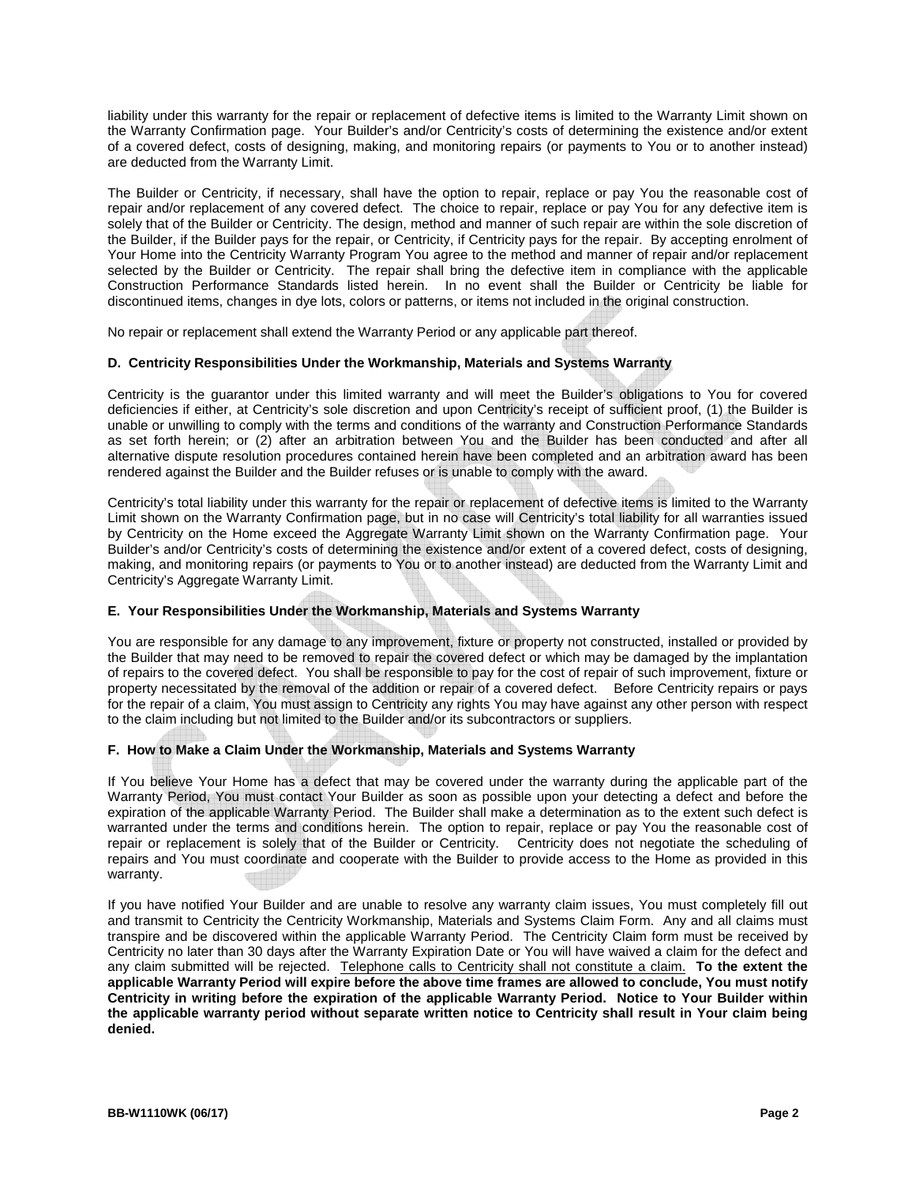liability under this warranty for the repair or replacement of defective items is limited to the Warranty Limit shown on the Warranty Confirmation page. Your Builder's and/or Centricity's costs of determining the existence and/or extent of a covered defect, costs of designing, making, and monitoring repairs (or payments to You or to another instead) are deducted from the Warranty Limit.

The Builder or Centricity, if necessary, shall have the option to repair, replace or pay You the reasonable cost of repair and/or replacement of any covered defect. The choice to repair, replace or pay You for any defective item is solely that of the Builder or Centricity. The design, method and manner of such repair are within the sole discretion of the Builder, if the Builder pays for the repair, or Centricity, if Centricity pays for the repair. By accepting enrolment of Your Home into the Centricity Warranty Program You agree to the method and manner of repair and/or replacement selected by the Builder or Centricity. The repair shall bring the defective item in compliance with the applicable Construction Performance Standards listed herein. In no event shall the Builder or Centricity be liable for discontinued items, changes in dye lots, colors or patterns, or items not included in the original construction.

No repair or replacement shall extend the Warranty Period or any applicable part thereof.

**D. Centricity Responsibilities Under the Workmanship, Materials and Systems Warranty**

Centricity is the guarantor under this limited warranty and will meet the Builder's obligations to You for covered deficiencies if either, at Centricity's sole discretion and upon Centricity's receipt of sufficient proof, (1) the Builder is unable or unwilling to comply with the terms and conditions of the warranty and Construction Performance Standards as set forth herein; or (2) after an arbitration between You and the Builder has been conducted and after all alternative dispute resolution procedures contained herein have been completed and an arbitration award has been rendered against the Builder and the Builder refuses or is unable to comply with the award.

Centricity's total liability under this warranty for the repair or replacement of defective items is limited to the Warranty Limit shown on the Warranty Confirmation page, but in no case will Centricity's total liability for all warranties issued by Centricity on the Home exceed the Aggregate Warranty Limit shown on the Warranty Confirmation page. Your Builder's and/or Centricity's costs of determining the existence and/or extent of a covered defect, costs of designing, making, and monitoring repairs (or payments to You or to another instead) are deducted from the Warranty Limit and Centricity's Aggregate Warranty Limit.

**E. Your Responsibilities Under the Workmanship, Materials and Systems Warranty**

You are responsible for any damage to any improvement, fixture or property not constructed, installed or provided by the Builder that may need to be removed to repair the covered defect or which may be damaged by the implantation of repairs to the covered defect. You shall be responsible to pay for the cost of repair of such improvement, fixture or property necessitated by the removal of the addition or repair of a covered defect. Before Centricity repairs or pays for the repair of a claim, You must assign to Centricity any rights You may have against any other person with respect to the claim including but not limited to the Builder and/or its subcontractors or suppliers.

**F. How to Make a Claim Under the Workmanship, Materials and Systems Warranty**

If You believe Your Home has a defect that may be covered under the warranty during the applicable part of the Warranty Period, You must contact Your Builder as soon as possible upon your detecting a defect and before the expiration of the applicable Warranty Period. The Builder shall make a determination as to the extent such defect is warranted under the terms and conditions herein. The option to repair, replace or pay You the reasonable cost of repair or replacement is solely that of the Builder or Centricity. Centricity does not negotiate the scheduling of repairs and You must coordinate and cooperate with the Builder to provide access to the Home as provided in this warranty.

If you have notified Your Builder and are unable to resolve any warranty claim issues, You must completely fill out and transmit to Centricity the Centricity Workmanship, Materials and Systems Claim Form. Any and all claims must transpire and be discovered within the applicable Warranty Period. The Centricity Claim form must be received by Centricity no later than 30 days after the Warranty Expiration Date or You will have waived a claim for the defect and any claim submitted will be rejected. <u>Telephone calls to Centricity shall not constitute a claim.</u> **To the extent the applicable Warranty Period will expire before the above time frames are allowed to conclude, You must notify Centricity in writing before the expiration of the applicable Warranty Period. Notice to Your Builder within the applicable warranty period without separate written notice to Centricity shall result in Your claim being denied.**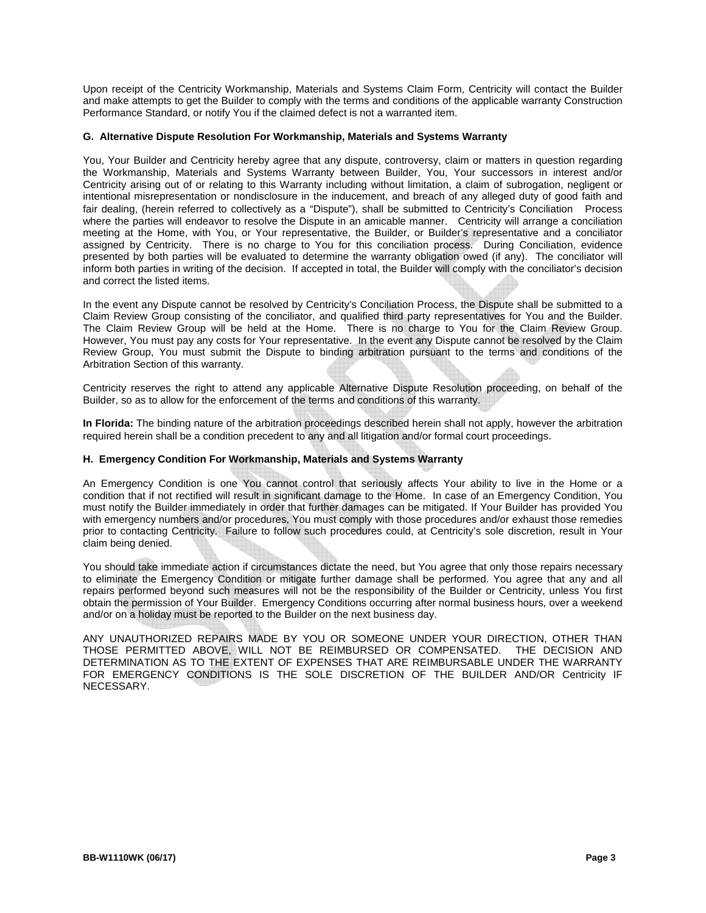Upon receipt of the Centricity Workmanship, Materials and Systems Claim Form, Centricity will contact the Builder and make attempts to get the Builder to comply with the terms and conditions of the applicable warranty Construction Performance Standard, or notify You if the claimed defect is not a warranted item.

### G. Alternative Dispute Resolution For Workmanship, Materials and Systems Warranty

You, Your Builder and Centricity hereby agree that any dispute, controversy, claim or matters in question regarding the Workmanship, Materials and Systems Warranty between Builder, You, Your successors in interest and/or Centricity arising out of or relating to this Warranty including without limitation, a claim of subrogation, negligent or intentional misrepresentation or nondisclosure in the inducement, and breach of any alleged duty of good faith and fair dealing, (herein referred to collectively as a "Dispute"), shall be submitted to Centricity's Conciliation Process where the parties will endeavor to resolve the Dispute in an amicable manner. Centricity will arrange a conciliation meeting at the Home, with You, or Your representative, the Builder, or Builder's representative and a conciliator assigned by Centricity. There is no charge to You for this conciliation process. During Conciliation, evidence presented by both parties will be evaluated to determine the warranty obligation owed (if any). The conciliator will inform both parties in writing of the decision. If accepted in total, the Builder will comply with the conciliator's decision and correct the listed items.

In the event any Dispute cannot be resolved by Centricity's Conciliation Process, the Dispute shall be submitted to a Claim Review Group consisting of the conciliator, and qualified third party representatives for You and the Builder. The Claim Review Group will be held at the Home. There is no charge to You for the Claim Review Group. However, You must pay any costs for Your representative. In the event any Dispute cannot be resolved by the Claim Review Group, You must submit the Dispute to binding arbitration pursuant to the terms and conditions of the Arbitration Section of this warranty.

Centricity reserves the right to attend any applicable Alternative Dispute Resolution proceeding, on behalf of the Builder, so as to allow for the enforcement of the terms and conditions of this warranty.

**In Florida:** The binding nature of the arbitration proceedings described herein shall not apply, however the arbitration required herein shall be a condition precedent to any and all litigation and/or formal court proceedings.

### H. Emergency Condition For Workmanship, Materials and Systems Warranty

An Emergency Condition is one You cannot control that seriously affects Your ability to live in the Home or a condition that if not rectified will result in significant damage to the Home. In case of an Emergency Condition, You must notify the Builder immediately in order that further damages can be mitigated. If Your Builder has provided You with emergency numbers and/or procedures, You must comply with those procedures and/or exhaust those remedies prior to contacting Centricity. Failure to follow such procedures could, at Centricity's sole discretion, result in Your claim being denied.

You should take immediate action if circumstances dictate the need, but You agree that only those repairs necessary to eliminate the Emergency Condition or mitigate further damage shall be performed. You agree that any and all repairs performed beyond such measures will not be the responsibility of the Builder or Centricity, unless You first obtain the permission of Your Builder. Emergency Conditions occurring after normal business hours, over a weekend and/or on a holiday must be reported to the Builder on the next business day.

ANY UNAUTHORIZED REPAIRS MADE BY YOU OR SOMEONE UNDER YOUR DIRECTION, OTHER THAN THOSE PERMITTED ABOVE, WILL NOT BE REIMBURSED OR COMPENSATED. THE DECISION AND DETERMINATION AS TO THE EXTENT OF EXPENSES THAT ARE REIMBURSABLE UNDER THE WARRANTY FOR EMERGENCY CONDITIONS IS THE SOLE DISCRETION OF THE BUILDER AND/OR Centricity IF NECESSARY.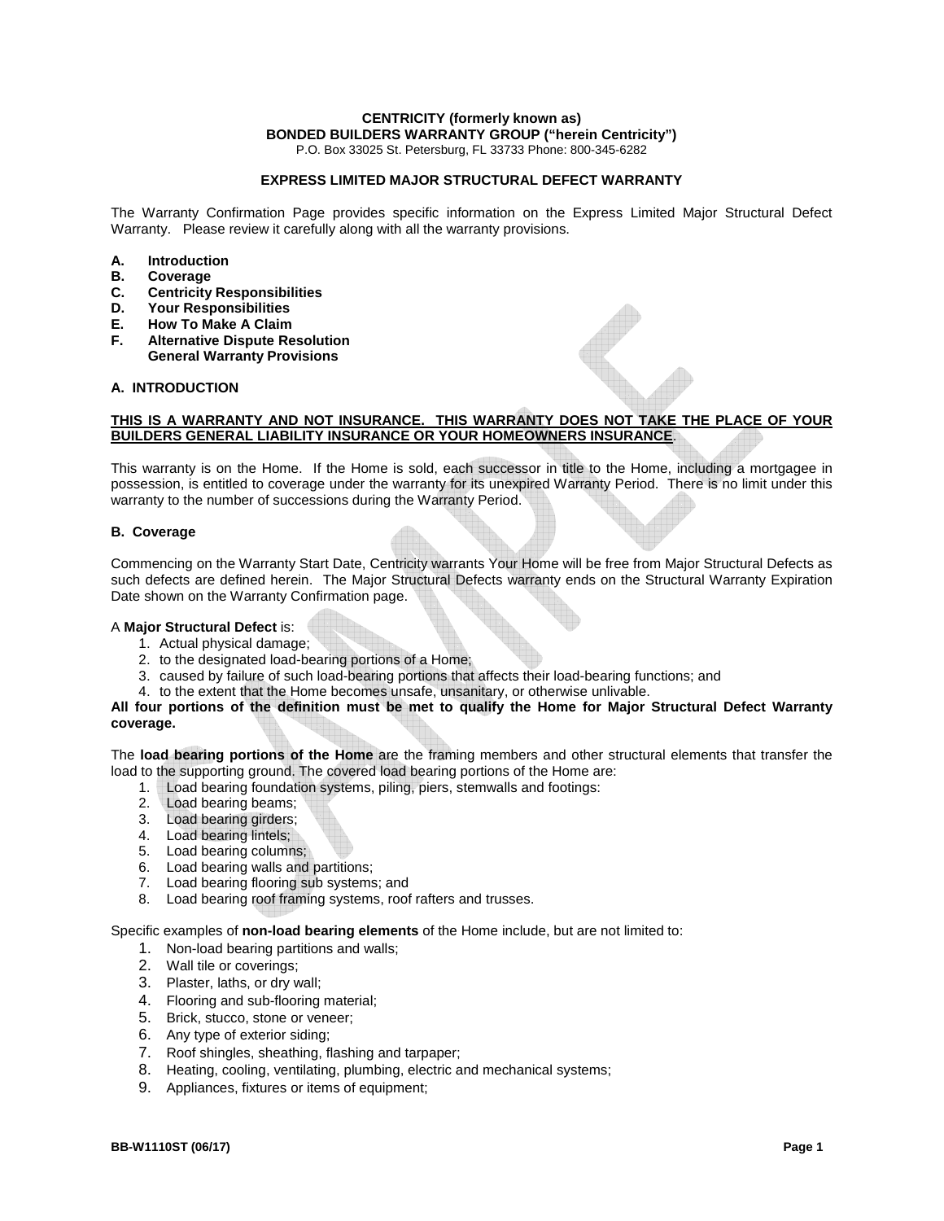**CENTRICITY (formerly known as)**
**BONDED BUILDERS WARRANTY GROUP ("herein Centricity")**
P.O. Box 33025 St. Petersburg, FL 33733 Phone: 800-345-6282

**EXPRESS LIMITED MAJOR STRUCTURAL DEFECT WARRANTY**

The Warranty Confirmation Page provides specific information on the Express Limited Major Structural Defect Warranty. Please review it carefully along with all the warranty provisions.

- **A. Introduction**
- **B. Coverage**
- **C. Centricity Responsibilities**
- **D. Your Responsibilities**
- **E. How To Make A Claim**
- **F. Alternative Dispute Resolution**
  **General Warranty Provisions**

## A. INTRODUCTION

**THIS IS A WARRANTY AND NOT INSURANCE. THIS WARRANTY DOES NOT TAKE THE PLACE OF YOUR BUILDERS GENERAL LIABILITY INSURANCE OR YOUR HOMEOWNERS INSURANCE**.

This warranty is on the Home. If the Home is sold, each successor in title to the Home, including a mortgagee in possession, is entitled to coverage under the warranty for its unexpired Warranty Period. There is no limit under this warranty to the number of successions during the Warranty Period.

## B. Coverage

Commencing on the Warranty Start Date, Centricity warrants Your Home will be free from Major Structural Defects as such defects are defined herein. The Major Structural Defects warranty ends on the Structural Warranty Expiration Date shown on the Warranty Confirmation page.

A **Major Structural Defect** is:

1. Actual physical damage;
2. to the designated load-bearing portions of a Home;
3. caused by failure of such load-bearing portions that affects their load-bearing functions; and
4. to the extent that the Home becomes unsafe, unsanitary, or otherwise unlivable.

**All four portions of the definition must be met to qualify the Home for Major Structural Defect Warranty coverage.**

The **load bearing portions of the Home** are the framing members and other structural elements that transfer the load to the supporting ground. The covered load bearing portions of the Home are:

1. Load bearing foundation systems, piling, piers, stemwalls and footings:
2. Load bearing beams;
3. Load bearing girders;
4. Load bearing lintels;
5. Load bearing columns;
6. Load bearing walls and partitions;
7. Load bearing flooring sub systems; and
8. Load bearing roof framing systems, roof rafters and trusses.

Specific examples of **non-load bearing elements** of the Home include, but are not limited to:

1. Non-load bearing partitions and walls;
2. Wall tile or coverings;
3. Plaster, laths, or dry wall;
4. Flooring and sub-flooring material;
5. Brick, stucco, stone or veneer;
6. Any type of exterior siding;
7. Roof shingles, sheathing, flashing and tarpaper;
8. Heating, cooling, ventilating, plumbing, electric and mechanical systems;
9. Appliances, fixtures or items of equipment;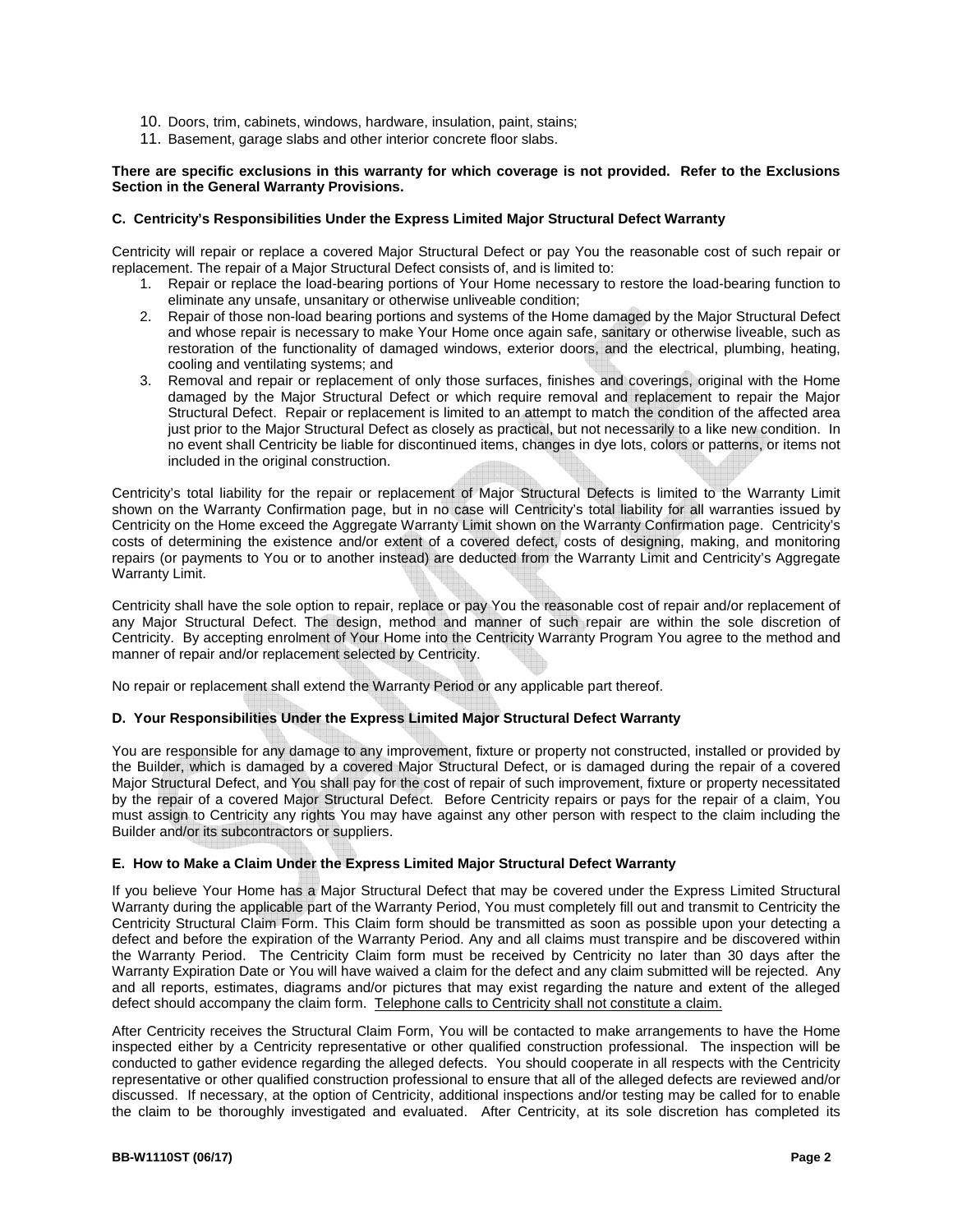10. Doors, trim, cabinets, windows, hardware, insulation, paint, stains;
11. Basement, garage slabs and other interior concrete floor slabs.

**There are specific exclusions in this warranty for which coverage is not provided. Refer to the Exclusions Section in the General Warranty Provisions.**

### C. Centricity's Responsibilities Under the Express Limited Major Structural Defect Warranty

Centricity will repair or replace a covered Major Structural Defect or pay You the reasonable cost of such repair or replacement. The repair of a Major Structural Defect consists of, and is limited to:

1. Repair or replace the load-bearing portions of Your Home necessary to restore the load-bearing function to eliminate any unsafe, unsanitary or otherwise unliveable condition;
2. Repair of those non-load bearing portions and systems of the Home damaged by the Major Structural Defect and whose repair is necessary to make Your Home once again safe, sanitary or otherwise liveable, such as restoration of the functionality of damaged windows, exterior doors, and the electrical, plumbing, heating, cooling and ventilating systems; and
3. Removal and repair or replacement of only those surfaces, finishes and coverings, original with the Home damaged by the Major Structural Defect or which require removal and replacement to repair the Major Structural Defect. Repair or replacement is limited to an attempt to match the condition of the affected area just prior to the Major Structural Defect as closely as practical, but not necessarily to a like new condition. In no event shall Centricity be liable for discontinued items, changes in dye lots, colors or patterns, or items not included in the original construction.

Centricity's total liability for the repair or replacement of Major Structural Defects is limited to the Warranty Limit shown on the Warranty Confirmation page, but in no case will Centricity's total liability for all warranties issued by Centricity on the Home exceed the Aggregate Warranty Limit shown on the Warranty Confirmation page. Centricity's costs of determining the existence and/or extent of a covered defect, costs of designing, making, and monitoring repairs (or payments to You or to another instead) are deducted from the Warranty Limit and Centricity's Aggregate Warranty Limit.

Centricity shall have the sole option to repair, replace or pay You the reasonable cost of repair and/or replacement of any Major Structural Defect. The design, method and manner of such repair are within the sole discretion of Centricity. By accepting enrolment of Your Home into the Centricity Warranty Program You agree to the method and manner of repair and/or replacement selected by Centricity.

No repair or replacement shall extend the Warranty Period or any applicable part thereof.

### D. Your Responsibilities Under the Express Limited Major Structural Defect Warranty

You are responsible for any damage to any improvement, fixture or property not constructed, installed or provided by the Builder, which is damaged by a covered Major Structural Defect, or is damaged during the repair of a covered Major Structural Defect, and You shall pay for the cost of repair of such improvement, fixture or property necessitated by the repair of a covered Major Structural Defect. Before Centricity repairs or pays for the repair of a claim, You must assign to Centricity any rights You may have against any other person with respect to the claim including the Builder and/or its subcontractors or suppliers.

### E. How to Make a Claim Under the Express Limited Major Structural Defect Warranty

If you believe Your Home has a Major Structural Defect that may be covered under the Express Limited Structural Warranty during the applicable part of the Warranty Period, You must completely fill out and transmit to Centricity the Centricity Structural Claim Form. This Claim form should be transmitted as soon as possible upon your detecting a defect and before the expiration of the Warranty Period. Any and all claims must transpire and be discovered within the Warranty Period. The Centricity Claim form must be received by Centricity no later than 30 days after the Warranty Expiration Date or You will have waived a claim for the defect and any claim submitted will be rejected. Any and all reports, estimates, diagrams and/or pictures that may exist regarding the nature and extent of the alleged defect should accompany the claim form. <u>Telephone calls to Centricity shall not constitute a claim.</u>

After Centricity receives the Structural Claim Form, You will be contacted to make arrangements to have the Home inspected either by a Centricity representative or other qualified construction professional. The inspection will be conducted to gather evidence regarding the alleged defects. You should cooperate in all respects with the Centricity representative or other qualified construction professional to ensure that all of the alleged defects are reviewed and/or discussed. If necessary, at the option of Centricity, additional inspections and/or testing may be called for to enable the claim to be thoroughly investigated and evaluated. After Centricity, at its sole discretion has completed its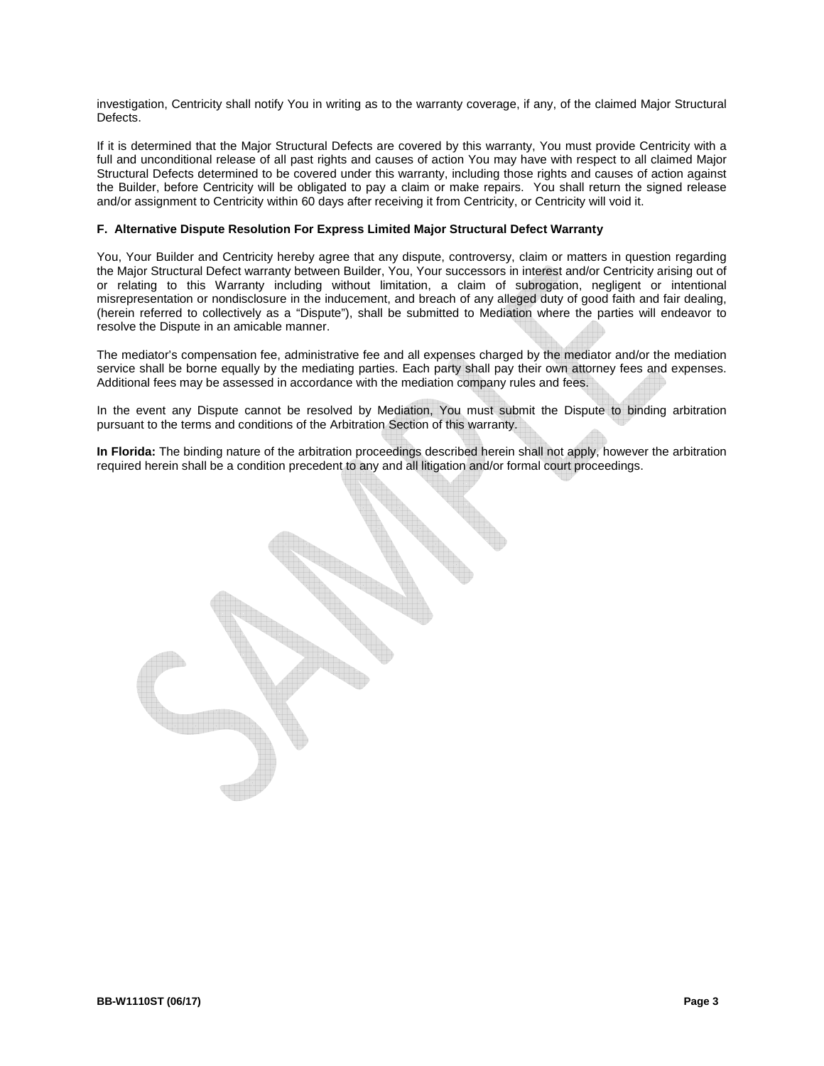investigation, Centricity shall notify You in writing as to the warranty coverage, if any, of the claimed Major Structural Defects.

If it is determined that the Major Structural Defects are covered by this warranty, You must provide Centricity with a full and unconditional release of all past rights and causes of action You may have with respect to all claimed Major Structural Defects determined to be covered under this warranty, including those rights and causes of action against the Builder, before Centricity will be obligated to pay a claim or make repairs. You shall return the signed release and/or assignment to Centricity within 60 days after receiving it from Centricity, or Centricity will void it.

### F. Alternative Dispute Resolution For Express Limited Major Structural Defect Warranty

You, Your Builder and Centricity hereby agree that any dispute, controversy, claim or matters in question regarding the Major Structural Defect warranty between Builder, You, Your successors in interest and/or Centricity arising out of or relating to this Warranty including without limitation, a claim of subrogation, negligent or intentional misrepresentation or nondisclosure in the inducement, and breach of any alleged duty of good faith and fair dealing, (herein referred to collectively as a "Dispute"), shall be submitted to Mediation where the parties will endeavor to resolve the Dispute in an amicable manner.

The mediator's compensation fee, administrative fee and all expenses charged by the mediator and/or the mediation service shall be borne equally by the mediating parties. Each party shall pay their own attorney fees and expenses. Additional fees may be assessed in accordance with the mediation company rules and fees.

In the event any Dispute cannot be resolved by Mediation, You must submit the Dispute to binding arbitration pursuant to the terms and conditions of the Arbitration Section of this warranty.

**In Florida:** The binding nature of the arbitration proceedings described herein shall not apply, however the arbitration required herein shall be a condition precedent to any and all litigation and/or formal court proceedings.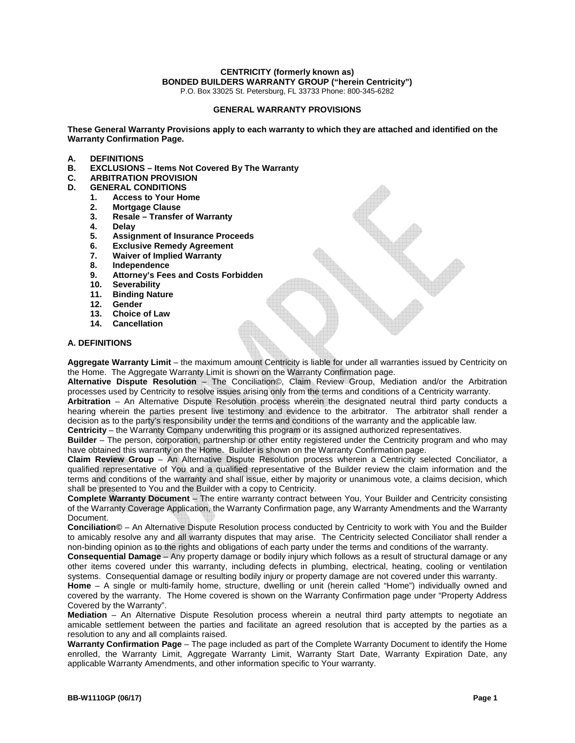**CENTRICITY (formerly known as)**
**BONDED BUILDERS WARRANTY GROUP ("herein Centricity")**
P.O. Box 33025 St. Petersburg, FL 33733 Phone: 800-345-6282

## GENERAL WARRANTY PROVISIONS

**These General Warranty Provisions apply to each warranty to which they are attached and identified on the Warranty Confirmation Page.**

- **A. DEFINITIONS**
- **B. EXCLUSIONS – Items Not Covered By The Warranty**
- **C. ARBITRATION PROVISION**
- **D. GENERAL CONDITIONS**
  1. **Access to Your Home**
  2. **Mortgage Clause**
  3. **Resale – Transfer of Warranty**
  4. **Delay**
  5. **Assignment of Insurance Proceeds**
  6. **Exclusive Remedy Agreement**
  7. **Waiver of Implied Warranty**
  8. **Independence**
  9. **Attorney's Fees and Costs Forbidden**
  10. **Severability**
  11. **Binding Nature**
  12. **Gender**
  13. **Choice of Law**
  14. **Cancellation**

### A. DEFINITIONS

**Aggregate Warranty Limit** – the maximum amount Centricity is liable for under all warranties issued by Centricity on the Home. The Aggregate Warranty Limit is shown on the Warranty Confirmation page.

**Alternative Dispute Resolution** – The Conciliation©, Claim Review Group, Mediation and/or the Arbitration processes used by Centricity to resolve issues arising only from the terms and conditions of a Centricity warranty.

**Arbitration** – An Alternative Dispute Resolution process wherein the designated neutral third party conducts a hearing wherein the parties present live testimony and evidence to the arbitrator. The arbitrator shall render a decision as to the party's responsibility under the terms and conditions of the warranty and the applicable law.

**Centricity** – the Warranty Company underwriting this program or its assigned authorized representatives.

**Builder** – The person, corporation, partnership or other entity registered under the Centricity program and who may have obtained this warranty on the Home. Builder is shown on the Warranty Confirmation page.

**Claim Review Group** – An Alternative Dispute Resolution process wherein a Centricity selected Conciliator, a qualified representative of You and a qualified representative of the Builder review the claim information and the terms and conditions of the warranty and shall issue, either by majority or unanimous vote, a claims decision, which shall be presented to You and the Builder with a copy to Centricity.

**Complete Warranty Document** – The entire warranty contract between You, Your Builder and Centricity consisting of the Warranty Coverage Application, the Warranty Confirmation page, any Warranty Amendments and the Warranty Document.

**Conciliation©** – An Alternative Dispute Resolution process conducted by Centricity to work with You and the Builder to amicably resolve any and all warranty disputes that may arise. The Centricity selected Conciliator shall render a non-binding opinion as to the rights and obligations of each party under the terms and conditions of the warranty.

**Consequential Damage** – Any property damage or bodily injury which follows as a result of structural damage or any other items covered under this warranty, including defects in plumbing, electrical, heating, cooling or ventilation systems. Consequential damage or resulting bodily injury or property damage are not covered under this warranty.

**Home** – A single or multi-family home, structure, dwelling or unit (herein called "Home") individually owned and covered by the warranty. The Home covered is shown on the Warranty Confirmation page under "Property Address Covered by the Warranty".

**Mediation** – An Alternative Dispute Resolution process wherein a neutral third party attempts to negotiate an amicable settlement between the parties and facilitate an agreed resolution that is accepted by the parties as a resolution to any and all complaints raised.

**Warranty Confirmation Page** – The page included as part of the Complete Warranty Document to identify the Home enrolled, the Warranty Limit, Aggregate Warranty Limit, Warranty Start Date, Warranty Expiration Date, any applicable Warranty Amendments, and other information specific to Your warranty.

BB-W1110GP (06/17)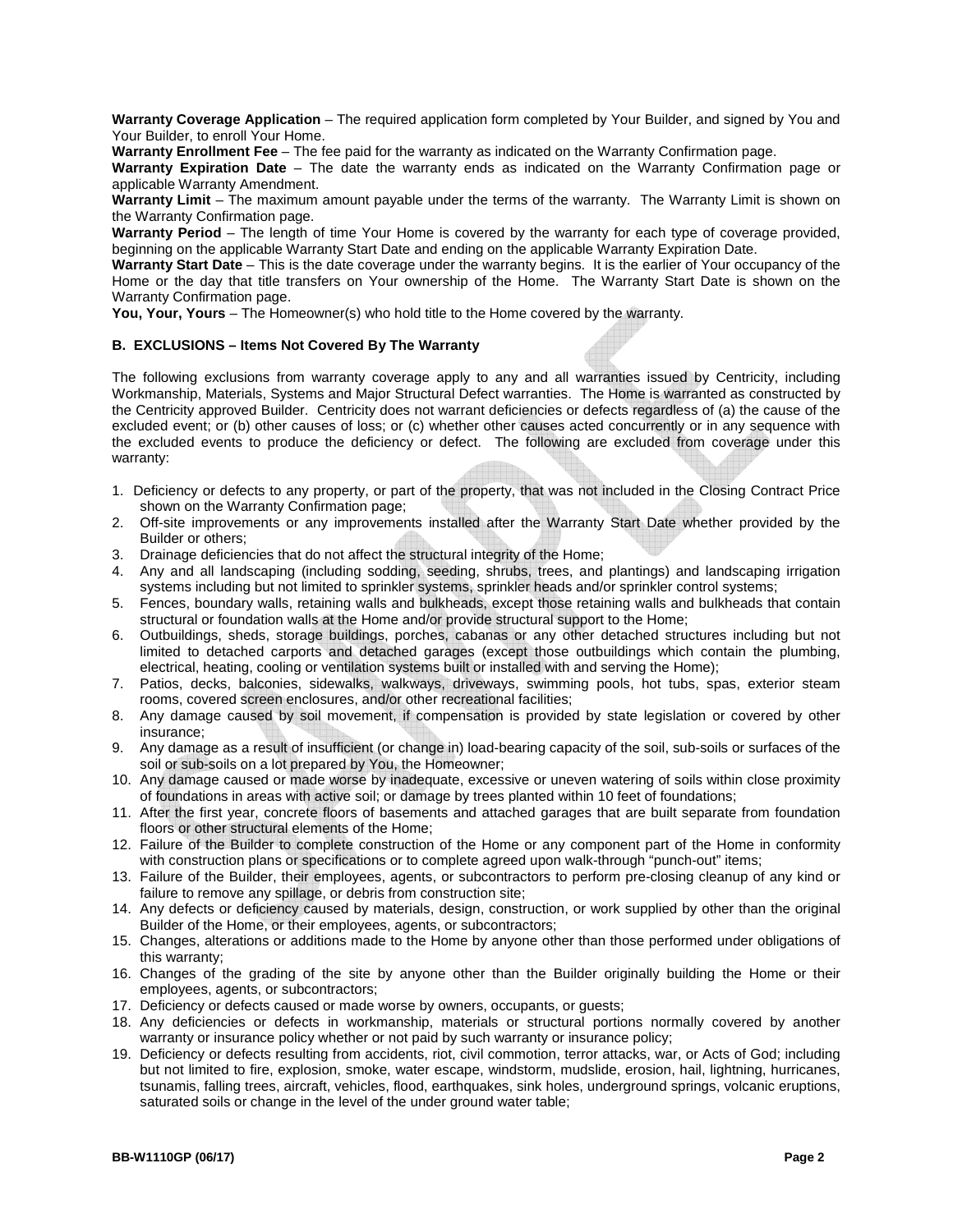**Warranty Coverage Application** – The required application form completed by Your Builder, and signed by You and Your Builder, to enroll Your Home.

**Warranty Enrollment Fee** – The fee paid for the warranty as indicated on the Warranty Confirmation page.

**Warranty Expiration Date** – The date the warranty ends as indicated on the Warranty Confirmation page or applicable Warranty Amendment.

**Warranty Limit** – The maximum amount payable under the terms of the warranty. The Warranty Limit is shown on the Warranty Confirmation page.

**Warranty Period** – The length of time Your Home is covered by the warranty for each type of coverage provided, beginning on the applicable Warranty Start Date and ending on the applicable Warranty Expiration Date.

**Warranty Start Date** – This is the date coverage under the warranty begins. It is the earlier of Your occupancy of the Home or the day that title transfers on Your ownership of the Home. The Warranty Start Date is shown on the Warranty Confirmation page.

**You, Your, Yours** – The Homeowner(s) who hold title to the Home covered by the warranty.

**B. EXCLUSIONS – Items Not Covered By The Warranty**

The following exclusions from warranty coverage apply to any and all warranties issued by Centricity, including Workmanship, Materials, Systems and Major Structural Defect warranties. The Home is warranted as constructed by the Centricity approved Builder. Centricity does not warrant deficiencies or defects regardless of (a) the cause of the excluded event; or (b) other causes of loss; or (c) whether other causes acted concurrently or in any sequence with the excluded events to produce the deficiency or defect. The following are excluded from coverage under this warranty:

1. Deficiency or defects to any property, or part of the property, that was not included in the Closing Contract Price shown on the Warranty Confirmation page;
2. Off-site improvements or any improvements installed after the Warranty Start Date whether provided by the Builder or others;
3. Drainage deficiencies that do not affect the structural integrity of the Home;
4. Any and all landscaping (including sodding, seeding, shrubs, trees, and plantings) and landscaping irrigation systems including but not limited to sprinkler systems, sprinkler heads and/or sprinkler control systems;
5. Fences, boundary walls, retaining walls and bulkheads, except those retaining walls and bulkheads that contain structural or foundation walls at the Home and/or provide structural support to the Home;
6. Outbuildings, sheds, storage buildings, porches, cabanas or any other detached structures including but not limited to detached carports and detached garages (except those outbuildings which contain the plumbing, electrical, heating, cooling or ventilation systems built or installed with and serving the Home);
7. Patios, decks, balconies, sidewalks, walkways, driveways, swimming pools, hot tubs, spas, exterior steam rooms, covered screen enclosures, and/or other recreational facilities;
8. Any damage caused by soil movement, if compensation is provided by state legislation or covered by other insurance;
9. Any damage as a result of insufficient (or change in) load-bearing capacity of the soil, sub-soils or surfaces of the soil or sub-soils on a lot prepared by You, the Homeowner;
10. Any damage caused or made worse by inadequate, excessive or uneven watering of soils within close proximity of foundations in areas with active soil; or damage by trees planted within 10 feet of foundations;
11. After the first year, concrete floors of basements and attached garages that are built separate from foundation floors or other structural elements of the Home;
12. Failure of the Builder to complete construction of the Home or any component part of the Home in conformity with construction plans or specifications or to complete agreed upon walk-through "punch-out" items;
13. Failure of the Builder, their employees, agents, or subcontractors to perform pre-closing cleanup of any kind or failure to remove any spillage, or debris from construction site;
14. Any defects or deficiency caused by materials, design, construction, or work supplied by other than the original Builder of the Home, or their employees, agents, or subcontractors;
15. Changes, alterations or additions made to the Home by anyone other than those performed under obligations of this warranty;
16. Changes of the grading of the site by anyone other than the Builder originally building the Home or their employees, agents, or subcontractors;
17. Deficiency or defects caused or made worse by owners, occupants, or guests;
18. Any deficiencies or defects in workmanship, materials or structural portions normally covered by another warranty or insurance policy whether or not paid by such warranty or insurance policy;
19. Deficiency or defects resulting from accidents, riot, civil commotion, terror attacks, war, or Acts of God; including but not limited to fire, explosion, smoke, water escape, windstorm, mudslide, erosion, hail, lightning, hurricanes, tsunamis, falling trees, aircraft, vehicles, flood, earthquakes, sink holes, underground springs, volcanic eruptions, saturated soils or change in the level of the under ground water table;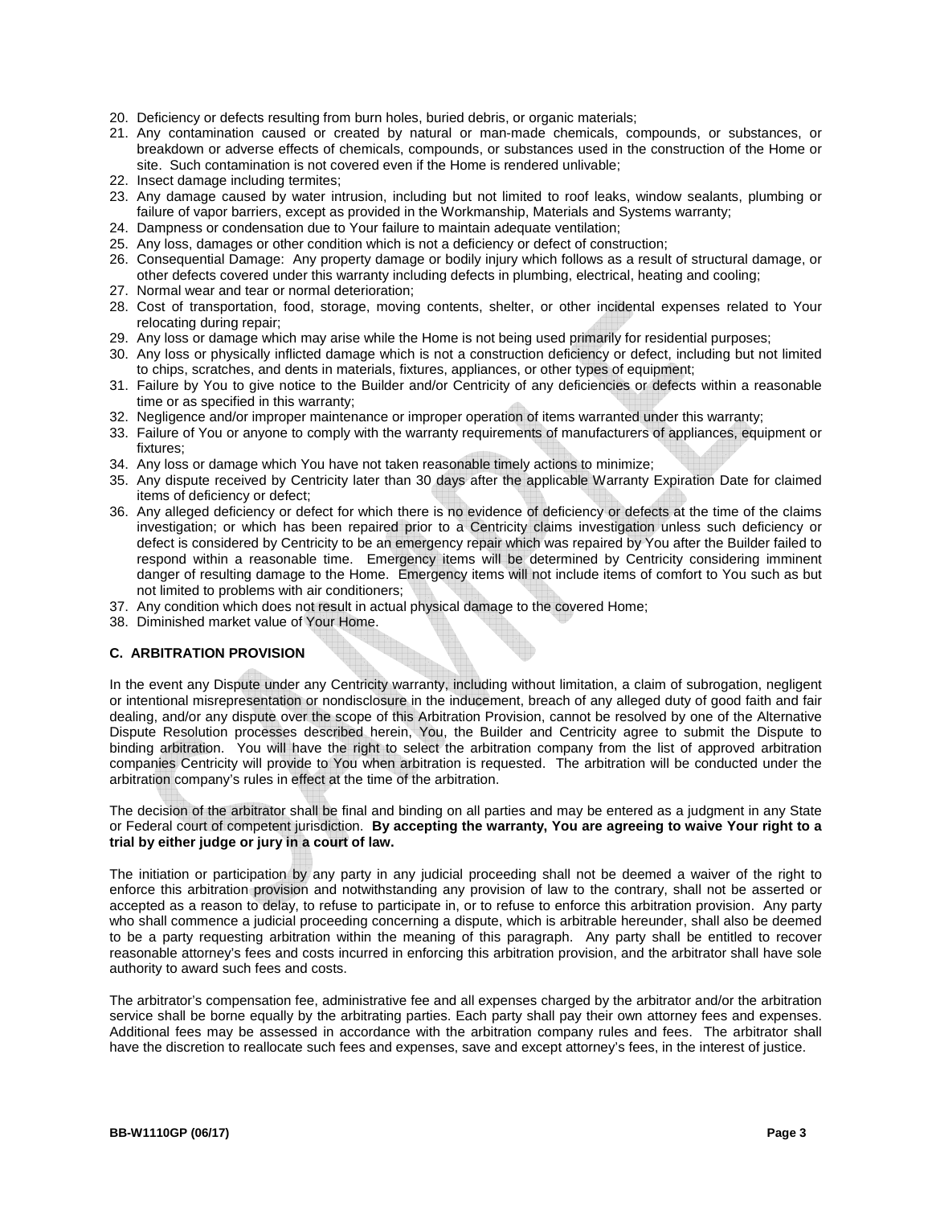20. Deficiency or defects resulting from burn holes, buried debris, or organic materials;
21. Any contamination caused or created by natural or man-made chemicals, compounds, or substances, or breakdown or adverse effects of chemicals, compounds, or substances used in the construction of the Home or site. Such contamination is not covered even if the Home is rendered unlivable;
22. Insect damage including termites;
23. Any damage caused by water intrusion, including but not limited to roof leaks, window sealants, plumbing or failure of vapor barriers, except as provided in the Workmanship, Materials and Systems warranty;
24. Dampness or condensation due to Your failure to maintain adequate ventilation;
25. Any loss, damages or other condition which is not a deficiency or defect of construction;
26. Consequential Damage: Any property damage or bodily injury which follows as a result of structural damage, or other defects covered under this warranty including defects in plumbing, electrical, heating and cooling;
27. Normal wear and tear or normal deterioration;
28. Cost of transportation, food, storage, moving contents, shelter, or other incidental expenses related to Your relocating during repair;
29. Any loss or damage which may arise while the Home is not being used primarily for residential purposes;
30. Any loss or physically inflicted damage which is not a construction deficiency or defect, including but not limited to chips, scratches, and dents in materials, fixtures, appliances, or other types of equipment;
31. Failure by You to give notice to the Builder and/or Centricity of any deficiencies or defects within a reasonable time or as specified in this warranty;
32. Negligence and/or improper maintenance or improper operation of items warranted under this warranty;
33. Failure of You or anyone to comply with the warranty requirements of manufacturers of appliances, equipment or fixtures;
34. Any loss or damage which You have not taken reasonable timely actions to minimize;
35. Any dispute received by Centricity later than 30 days after the applicable Warranty Expiration Date for claimed items of deficiency or defect;
36. Any alleged deficiency or defect for which there is no evidence of deficiency or defects at the time of the claims investigation; or which has been repaired prior to a Centricity claims investigation unless such deficiency or defect is considered by Centricity to be an emergency repair which was repaired by You after the Builder failed to respond within a reasonable time. Emergency items will be determined by Centricity considering imminent danger of resulting damage to the Home. Emergency items will not include items of comfort to You such as but not limited to problems with air conditioners;
37. Any condition which does not result in actual physical damage to the covered Home;
38. Diminished market value of Your Home.

### C. ARBITRATION PROVISION

In the event any Dispute under any Centricity warranty, including without limitation, a claim of subrogation, negligent or intentional misrepresentation or nondisclosure in the inducement, breach of any alleged duty of good faith and fair dealing, and/or any dispute over the scope of this Arbitration Provision, cannot be resolved by one of the Alternative Dispute Resolution processes described herein, You, the Builder and Centricity agree to submit the Dispute to binding arbitration. You will have the right to select the arbitration company from the list of approved arbitration companies Centricity will provide to You when arbitration is requested. The arbitration will be conducted under the arbitration company's rules in effect at the time of the arbitration.

The decision of the arbitrator shall be final and binding on all parties and may be entered as a judgment in any State or Federal court of competent jurisdiction. **By accepting the warranty, You are agreeing to waive Your right to a trial by either judge or jury in a court of law.**

The initiation or participation by any party in any judicial proceeding shall not be deemed a waiver of the right to enforce this arbitration provision and notwithstanding any provision of law to the contrary, shall not be asserted or accepted as a reason to delay, to refuse to participate in, or to refuse to enforce this arbitration provision. Any party who shall commence a judicial proceeding concerning a dispute, which is arbitrable hereunder, shall also be deemed to be a party requesting arbitration within the meaning of this paragraph. Any party shall be entitled to recover reasonable attorney's fees and costs incurred in enforcing this arbitration provision, and the arbitrator shall have sole authority to award such fees and costs.

The arbitrator's compensation fee, administrative fee and all expenses charged by the arbitrator and/or the arbitration service shall be borne equally by the arbitrating parties. Each party shall pay their own attorney fees and expenses. Additional fees may be assessed in accordance with the arbitration company rules and fees. The arbitrator shall have the discretion to reallocate such fees and expenses, save and except attorney's fees, in the interest of justice.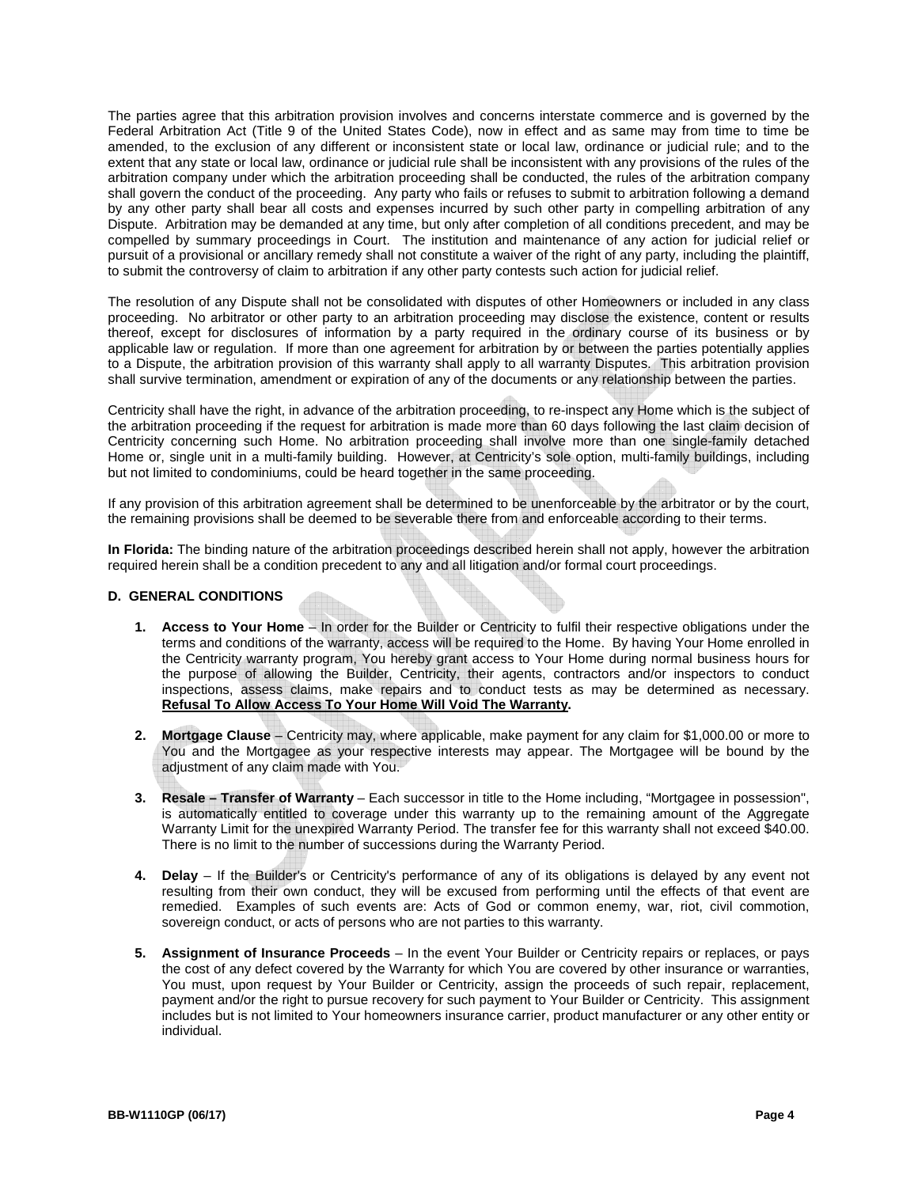The parties agree that this arbitration provision involves and concerns interstate commerce and is governed by the Federal Arbitration Act (Title 9 of the United States Code), now in effect and as same may from time to time be amended, to the exclusion of any different or inconsistent state or local law, ordinance or judicial rule; and to the extent that any state or local law, ordinance or judicial rule shall be inconsistent with any provisions of the rules of the arbitration company under which the arbitration proceeding shall be conducted, the rules of the arbitration company shall govern the conduct of the proceeding. Any party who fails or refuses to submit to arbitration following a demand by any other party shall bear all costs and expenses incurred by such other party in compelling arbitration of any Dispute. Arbitration may be demanded at any time, but only after completion of all conditions precedent, and may be compelled by summary proceedings in Court. The institution and maintenance of any action for judicial relief or pursuit of a provisional or ancillary remedy shall not constitute a waiver of the right of any party, including the plaintiff, to submit the controversy of claim to arbitration if any other party contests such action for judicial relief.

The resolution of any Dispute shall not be consolidated with disputes of other Homeowners or included in any class proceeding. No arbitrator or other party to an arbitration proceeding may disclose the existence, content or results thereof, except for disclosures of information by a party required in the ordinary course of its business or by applicable law or regulation. If more than one agreement for arbitration by or between the parties potentially applies to a Dispute, the arbitration provision of this warranty shall apply to all warranty Disputes. This arbitration provision shall survive termination, amendment or expiration of any of the documents or any relationship between the parties.

Centricity shall have the right, in advance of the arbitration proceeding, to re-inspect any Home which is the subject of the arbitration proceeding if the request for arbitration is made more than 60 days following the last claim decision of Centricity concerning such Home. No arbitration proceeding shall involve more than one single-family detached Home or, single unit in a multi-family building. However, at Centricity's sole option, multi-family buildings, including but not limited to condominiums, could be heard together in the same proceeding.

If any provision of this arbitration agreement shall be determined to be unenforceable by the arbitrator or by the court, the remaining provisions shall be deemed to be severable there from and enforceable according to their terms.

**In Florida:** The binding nature of the arbitration proceedings described herein shall not apply, however the arbitration required herein shall be a condition precedent to any and all litigation and/or formal court proceedings.

### D. GENERAL CONDITIONS

1. **Access to Your Home** – In order for the Builder or Centricity to fulfil their respective obligations under the terms and conditions of the warranty, access will be required to the Home. By having Your Home enrolled in the Centricity warranty program, You hereby grant access to Your Home during normal business hours for the purpose of allowing the Builder, Centricity, their agents, contractors and/or inspectors to conduct inspections, assess claims, make repairs and to conduct tests as may be determined as necessary. **Refusal To Allow Access To Your Home Will Void The Warranty.**

2. **Mortgage Clause** – Centricity may, where applicable, make payment for any claim for $1,000.00 or more to You and the Mortgagee as your respective interests may appear. The Mortgagee will be bound by the adjustment of any claim made with You.

3. **Resale – Transfer of Warranty** – Each successor in title to the Home including, "Mortgagee in possession", is automatically entitled to coverage under this warranty up to the remaining amount of the Aggregate Warranty Limit for the unexpired Warranty Period. The transfer fee for this warranty shall not exceed $40.00. There is no limit to the number of successions during the Warranty Period.

4. **Delay** – If the Builder's or Centricity's performance of any of its obligations is delayed by any event not resulting from their own conduct, they will be excused from performing until the effects of that event are remedied. Examples of such events are: Acts of God or common enemy, war, riot, civil commotion, sovereign conduct, or acts of persons who are not parties to this warranty.

5. **Assignment of Insurance Proceeds** – In the event Your Builder or Centricity repairs or replaces, or pays the cost of any defect covered by the Warranty for which You are covered by other insurance or warranties, You must, upon request by Your Builder or Centricity, assign the proceeds of such repair, replacement, payment and/or the right to pursue recovery for such payment to Your Builder or Centricity. This assignment includes but is not limited to Your homeowners insurance carrier, product manufacturer or any other entity or individual.

BB-W1110GP (06/17)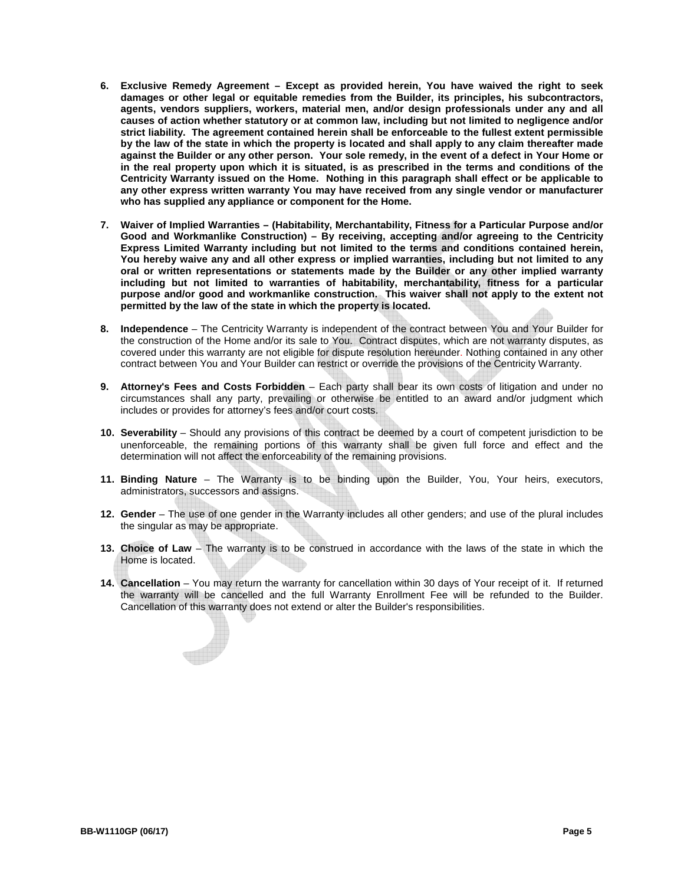6. **Exclusive Remedy Agreement – Except as provided herein, You have waived the right to seek damages or other legal or equitable remedies from the Builder, its principles, his subcontractors, agents, vendors suppliers, workers, material men, and/or design professionals under any and all causes of action whether statutory or at common law, including but not limited to negligence and/or strict liability. The agreement contained herein shall be enforceable to the fullest extent permissible by the law of the state in which the property is located and shall apply to any claim thereafter made against the Builder or any other person. Your sole remedy, in the event of a defect in Your Home or in the real property upon which it is situated, is as prescribed in the terms and conditions of the Centricity Warranty issued on the Home. Nothing in this paragraph shall effect or be applicable to any other express written warranty You may have received from any single vendor or manufacturer who has supplied any appliance or component for the Home.**

7. **Waiver of Implied Warranties – (Habitability, Merchantability, Fitness for a Particular Purpose and/or Good and Workmanlike Construction) – By receiving, accepting and/or agreeing to the Centricity Express Limited Warranty including but not limited to the terms and conditions contained herein, You hereby waive any and all other express or implied warranties, including but not limited to any oral or written representations or statements made by the Builder or any other implied warranty including but not limited to warranties of habitability, merchantability, fitness for a particular purpose and/or good and workmanlike construction. This waiver shall not apply to the extent not permitted by the law of the state in which the property is located.**

8. **Independence** – The Centricity Warranty is independent of the contract between You and Your Builder for the construction of the Home and/or its sale to You. Contract disputes, which are not warranty disputes, as covered under this warranty are not eligible for dispute resolution hereunder. Nothing contained in any other contract between You and Your Builder can restrict or override the provisions of the Centricity Warranty.

9. **Attorney's Fees and Costs Forbidden** – Each party shall bear its own costs of litigation and under no circumstances shall any party, prevailing or otherwise be entitled to an award and/or judgment which includes or provides for attorney's fees and/or court costs.

10. **Severability** – Should any provisions of this contract be deemed by a court of competent jurisdiction to be unenforceable, the remaining portions of this warranty shall be given full force and effect and the determination will not affect the enforceability of the remaining provisions.

11. **Binding Nature** – The Warranty is to be binding upon the Builder, You, Your heirs, executors, administrators, successors and assigns.

12. **Gender** – The use of one gender in the Warranty includes all other genders; and use of the plural includes the singular as may be appropriate.

13. **Choice of Law** – The warranty is to be construed in accordance with the laws of the state in which the Home is located.

14. **Cancellation** – You may return the warranty for cancellation within 30 days of Your receipt of it. If returned the warranty will be cancelled and the full Warranty Enrollment Fee will be refunded to the Builder. Cancellation of this warranty does not extend or alter the Builder's responsibilities.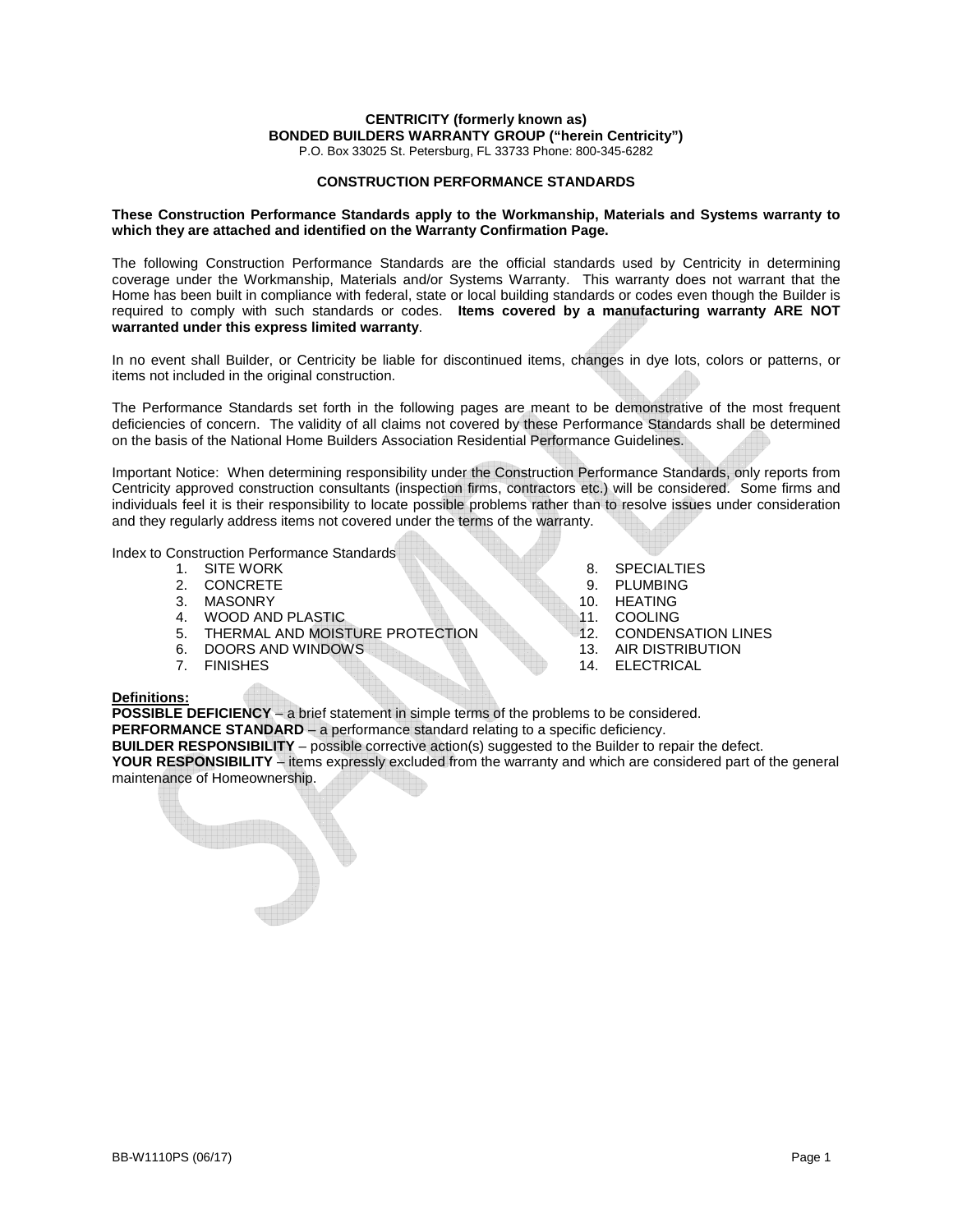**CENTRICITY (formerly known as)**
**BONDED BUILDERS WARRANTY GROUP ("herein Centricity")**
P.O. Box 33025 St. Petersburg, FL 33733 Phone: 800-345-6282

## CONSTRUCTION PERFORMANCE STANDARDS

**These Construction Performance Standards apply to the Workmanship, Materials and Systems warranty to which they are attached and identified on the Warranty Confirmation Page.**

The following Construction Performance Standards are the official standards used by Centricity in determining coverage under the Workmanship, Materials and/or Systems Warranty. This warranty does not warrant that the Home has been built in compliance with federal, state or local building standards or codes even though the Builder is required to comply with such standards or codes. **Items covered by a manufacturing warranty ARE NOT warranted under this express limited warranty**.

In no event shall Builder, or Centricity be liable for discontinued items, changes in dye lots, colors or patterns, or items not included in the original construction.

The Performance Standards set forth in the following pages are meant to be demonstrative of the most frequent deficiencies of concern. The validity of all claims not covered by these Performance Standards shall be determined on the basis of the National Home Builders Association Residential Performance Guidelines.

Important Notice: When determining responsibility under the Construction Performance Standards, only reports from Centricity approved construction consultants (inspection firms, contractors etc.) will be considered. Some firms and individuals feel it is their responsibility to locate possible problems rather than to resolve issues under consideration and they regularly address items not covered under the terms of the warranty.

Index to Construction Performance Standards

1. SITE WORK
2. CONCRETE
3. MASONRY
4. WOOD AND PLASTIC
5. THERMAL AND MOISTURE PROTECTION
6. DOORS AND WINDOWS
7. FINISHES
8. SPECIALTIES
9. PLUMBING
10. HEATING
11. COOLING
12. CONDENSATION LINES
13. AIR DISTRIBUTION
14. ELECTRICAL

**Definitions:**

**POSSIBLE DEFICIENCY** – a brief statement in simple terms of the problems to be considered.
**PERFORMANCE STANDARD** – a performance standard relating to a specific deficiency.
**BUILDER RESPONSIBILITY** – possible corrective action(s) suggested to the Builder to repair the defect.
**YOUR RESPONSIBILITY** – items expressly excluded from the warranty and which are considered part of the general maintenance of Homeownership.

BB-W1110PS (06/17)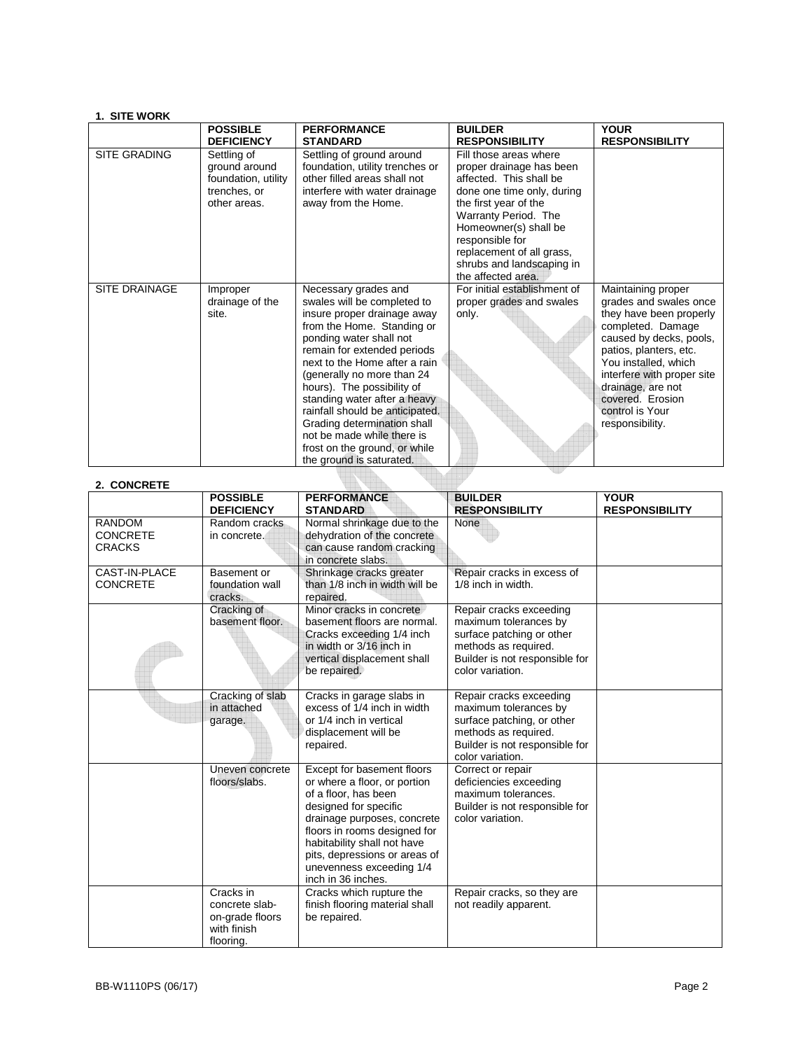### 1. SITE WORK

| | POSSIBLE DEFICIENCY | PERFORMANCE STANDARD | BUILDER RESPONSIBILITY | YOUR RESPONSIBILITY |
|---|---|---|---|---|
| SITE GRADING | Settling of ground around foundation, utility trenches, or other areas. | Settling of ground around foundation, utility trenches or other filled areas shall not interfere with water drainage away from the Home. | Fill those areas where proper drainage has been affected. This shall be done one time only, during the first year of the Warranty Period. The Homeowner(s) shall be responsible for replacement of all grass, shrubs and landscaping in the affected area. | |
| SITE DRAINAGE | Improper drainage of the site. | Necessary grades and swales will be completed to insure proper drainage away from the Home. Standing or ponding water shall not remain for extended periods next to the Home after a rain (generally no more than 24 hours). The possibility of standing water after a heavy rainfall should be anticipated. Grading determination shall not be made while there is frost on the ground, or while the ground is saturated. | For initial establishment of proper grades and swales only. | Maintaining proper grades and swales once they have been properly completed. Damage caused by decks, pools, patios, planters, etc. You installed, which interfere with proper site drainage, are not covered. Erosion control is Your responsibility. |

### 2. CONCRETE

| | POSSIBLE DEFICIENCY | PERFORMANCE STANDARD | BUILDER RESPONSIBILITY | YOUR RESPONSIBILITY |
|---|---|---|---|---|
| RANDOM CONCRETE CRACKS | Random cracks in concrete. | Normal shrinkage due to the dehydration of the concrete can cause random cracking in concrete slabs. | None | |
| CAST-IN-PLACE CONCRETE | Basement or foundation wall cracks. | Shrinkage cracks greater than 1/8 inch in width will be repaired. | Repair cracks in excess of 1/8 inch in width. | |
| | Cracking of basement floor. | Minor cracks in concrete basement floors are normal. Cracks exceeding 1/4 inch in width or 3/16 inch in vertical displacement shall be repaired. | Repair cracks exceeding maximum tolerances by surface patching or other methods as required. Builder is not responsible for color variation. | |
| | Cracking of slab in attached garage. | Cracks in garage slabs in excess of 1/4 inch in width or 1/4 inch in vertical displacement will be repaired. | Repair cracks exceeding maximum tolerances by surface patching, or other methods as required. Builder is not responsible for color variation. | |
| | Uneven concrete floors/slabs. | Except for basement floors or where a floor, or portion of a floor, has been designed for specific drainage purposes, concrete floors in rooms designed for habitability shall not have pits, depressions or areas of unevenness exceeding 1/4 inch in 36 inches. | Correct or repair deficiencies exceeding maximum tolerances. Builder is not responsible for color variation. | |
| | Cracks in concrete slab-on-grade floors with finish flooring. | Cracks which rupture the finish flooring material shall be repaired. | Repair cracks, so they are not readily apparent. | |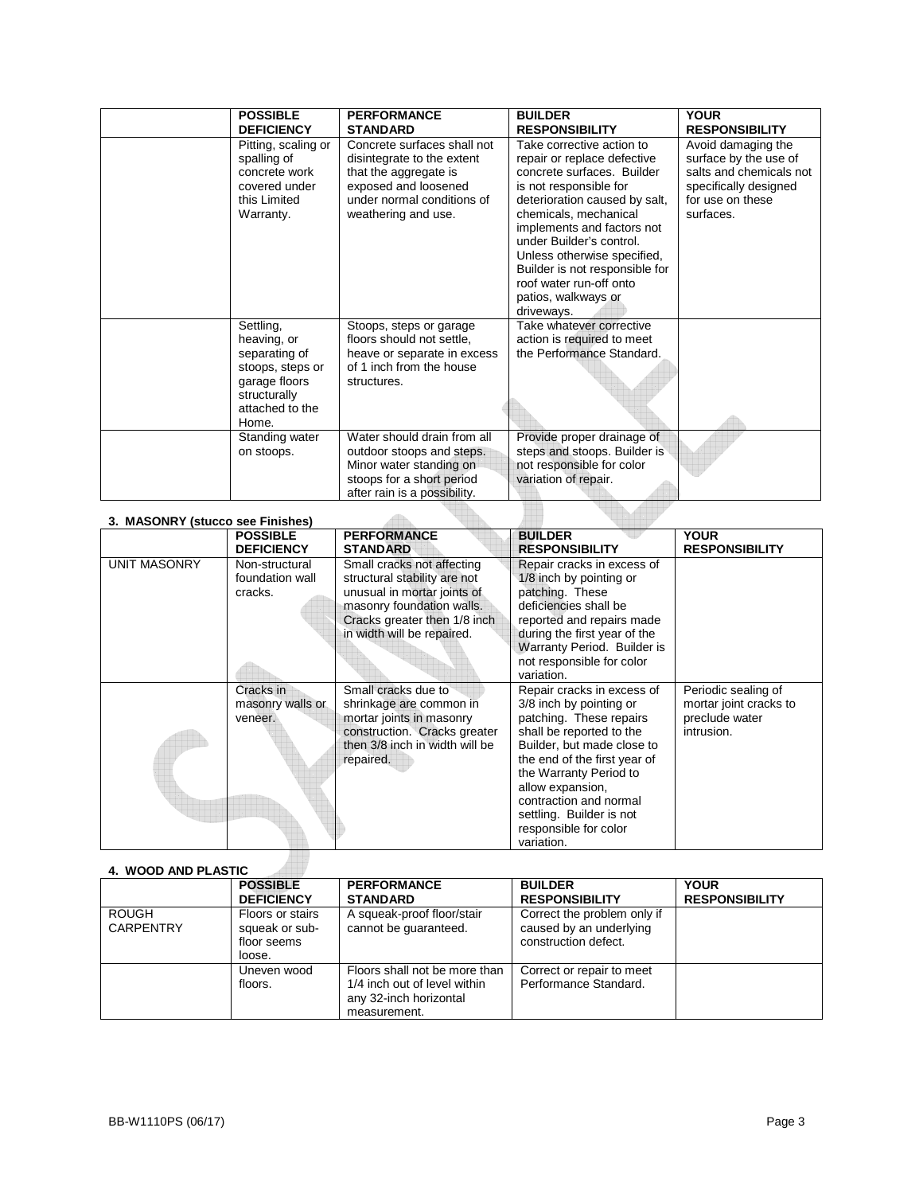| | POSSIBLE DEFICIENCY | PERFORMANCE STANDARD | BUILDER RESPONSIBILITY | YOUR RESPONSIBILITY |
|---|---|---|---|---|
| | Pitting, scaling or spalling of concrete work covered under this Limited Warranty. | Concrete surfaces shall not disintegrate to the extent that the aggregate is exposed and loosened under normal conditions of weathering and use. | Take corrective action to repair or replace defective concrete surfaces. Builder is not responsible for deterioration caused by salt, chemicals, mechanical implements and factors not under Builder's control. Unless otherwise specified, Builder is not responsible for roof water run-off onto patios, walkways or driveways. | Avoid damaging the surface by the use of salts and chemicals not specifically designed for use on these surfaces. |
| | Settling, heaving, or separating of stoops, steps or garage floors structurally attached to the Home. | Stoops, steps or garage floors should not settle, heave or separate in excess of 1 inch from the house structures. | Take whatever corrective action is required to meet the Performance Standard. | |
| | Standing water on stoops. | Water should drain from all outdoor stoops and steps. Minor water standing on stoops for a short period after rain is a possibility. | Provide proper drainage of steps and stoops. Builder is not responsible for color variation of repair. | |

**3. MASONRY (stucco see Finishes)**

| | POSSIBLE DEFICIENCY | PERFORMANCE STANDARD | BUILDER RESPONSIBILITY | YOUR RESPONSIBILITY |
|---|---|---|---|---|
| UNIT MASONRY | Non-structural foundation wall cracks. | Small cracks not affecting structural stability are not unusual in mortar joints of masonry foundation walls. Cracks greater then 1/8 inch in width will be repaired. | Repair cracks in excess of 1/8 inch by pointing or patching. These deficiencies shall be reported and repairs made during the first year of the Warranty Period. Builder is not responsible for color variation. | |
| | Cracks in masonry walls or veneer. | Small cracks due to shrinkage are common in mortar joints in masonry construction. Cracks greater then 3/8 inch in width will be repaired. | Repair cracks in excess of 3/8 inch by pointing or patching. These repairs shall be reported to the Builder, but made close to the end of the first year of the Warranty Period to allow expansion, contraction and normal settling. Builder is not responsible for color variation. | Periodic sealing of mortar joint cracks to preclude water intrusion. |

**4. WOOD AND PLASTIC**

| | POSSIBLE DEFICIENCY | PERFORMANCE STANDARD | BUILDER RESPONSIBILITY | YOUR RESPONSIBILITY |
|---|---|---|---|---|
| ROUGH CARPENTRY | Floors or stairs squeak or sub-floor seems loose. | A squeak-proof floor/stair cannot be guaranteed. | Correct the problem only if caused by an underlying construction defect. | |
| | Uneven wood floors. | Floors shall not be more than 1/4 inch out of level within any 32-inch horizontal measurement. | Correct or repair to meet Performance Standard. | |

BB-W1110PS (06/17)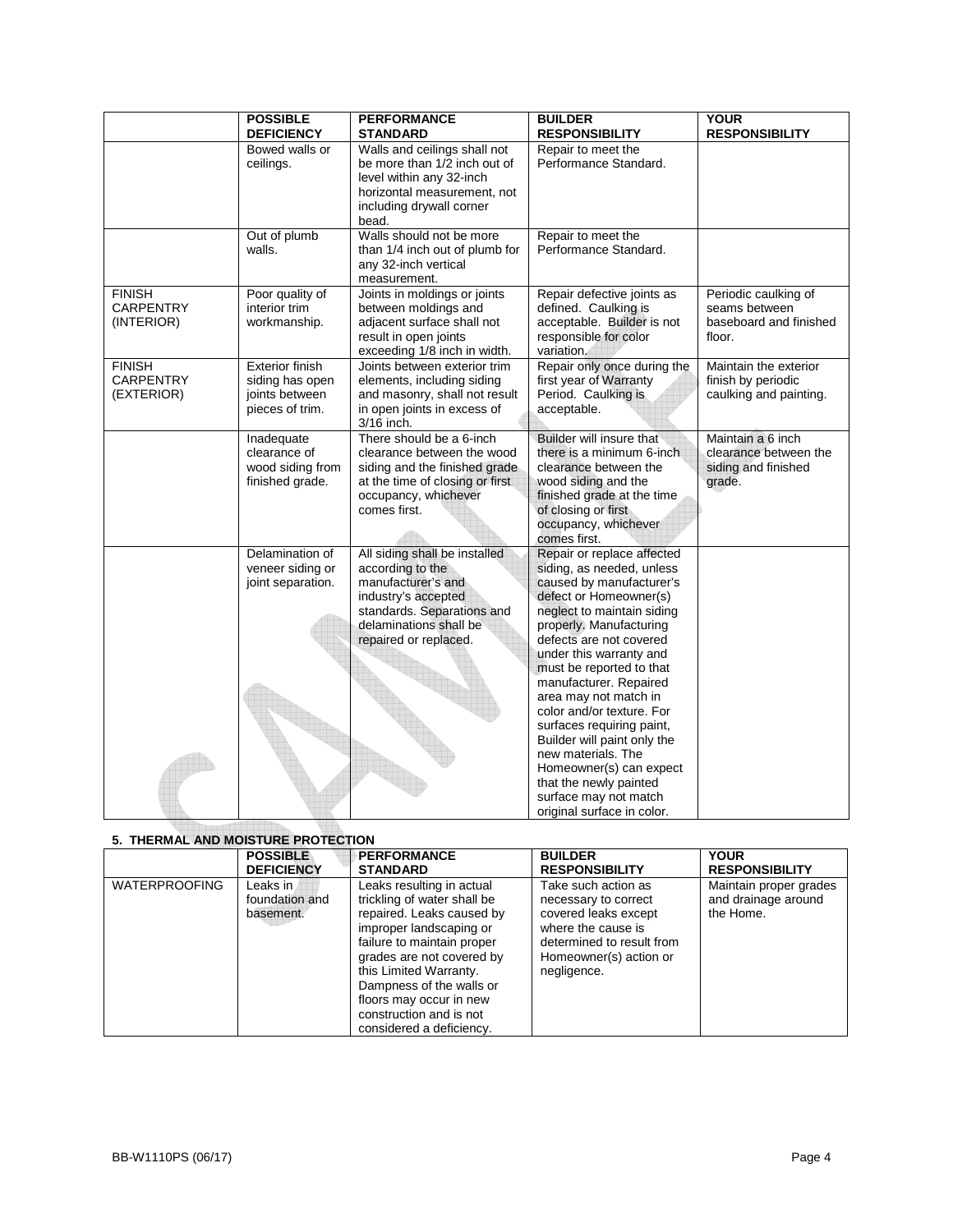| | POSSIBLE DEFICIENCY | PERFORMANCE STANDARD | BUILDER RESPONSIBILITY | YOUR RESPONSIBILITY |
|---|---|---|---|---|
| | Bowed walls or ceilings. | Walls and ceilings shall not be more than 1/2 inch out of level within any 32-inch horizontal measurement, not including drywall corner bead. | Repair to meet the Performance Standard. | |
| | Out of plumb walls. | Walls should not be more than 1/4 inch out of plumb for any 32-inch vertical measurement. | Repair to meet the Performance Standard. | |
| FINISH CARPENTRY (INTERIOR) | Poor quality of interior trim workmanship. | Joints in moldings or joints between moldings and adjacent surface shall not result in open joints exceeding 1/8 inch in width. | Repair defective joints as defined. Caulking is acceptable. Builder is not responsible for color variation. | Periodic caulking of seams between baseboard and finished floor. |
| FINISH CARPENTRY (EXTERIOR) | Exterior finish siding has open joints between pieces of trim. | Joints between exterior trim elements, including siding and masonry, shall not result in open joints in excess of 3/16 inch. | Repair only once during the first year of Warranty Period. Caulking is acceptable. | Maintain the exterior finish by periodic caulking and painting. |
| | Inadequate clearance of wood siding from finished grade. | There should be a 6-inch clearance between the wood siding and the finished grade at the time of closing or first occupancy, whichever comes first. | Builder will insure that there is a minimum 6-inch clearance between the wood siding and the finished grade at the time of closing or first occupancy, whichever comes first. | Maintain a 6 inch clearance between the siding and finished grade. |
| | Delamination of veneer siding or joint separation. | All siding shall be installed according to the manufacturer's and industry's accepted standards. Separations and delaminations shall be repaired or replaced. | Repair or replace affected siding, as needed, unless caused by manufacturer's defect or Homeowner(s) neglect to maintain siding properly. Manufacturing defects are not covered under this warranty and must be reported to that manufacturer. Repaired area may not match in color and/or texture. For surfaces requiring paint, Builder will paint only the new materials. The Homeowner(s) can expect that the newly painted surface may not match original surface in color. | |

**5. THERMAL AND MOISTURE PROTECTION**

| | POSSIBLE DEFICIENCY | PERFORMANCE STANDARD | BUILDER RESPONSIBILITY | YOUR RESPONSIBILITY |
|---|---|---|---|---|
| WATERPROOFING | Leaks in foundation and basement. | Leaks resulting in actual trickling of water shall be repaired. Leaks caused by improper landscaping or failure to maintain proper grades are not covered by this Limited Warranty. Dampness of the walls or floors may occur in new construction and is not considered a deficiency. | Take such action as necessary to correct covered leaks except where the cause is determined to result from Homeowner(s) action or negligence. | Maintain proper grades and drainage around the Home. |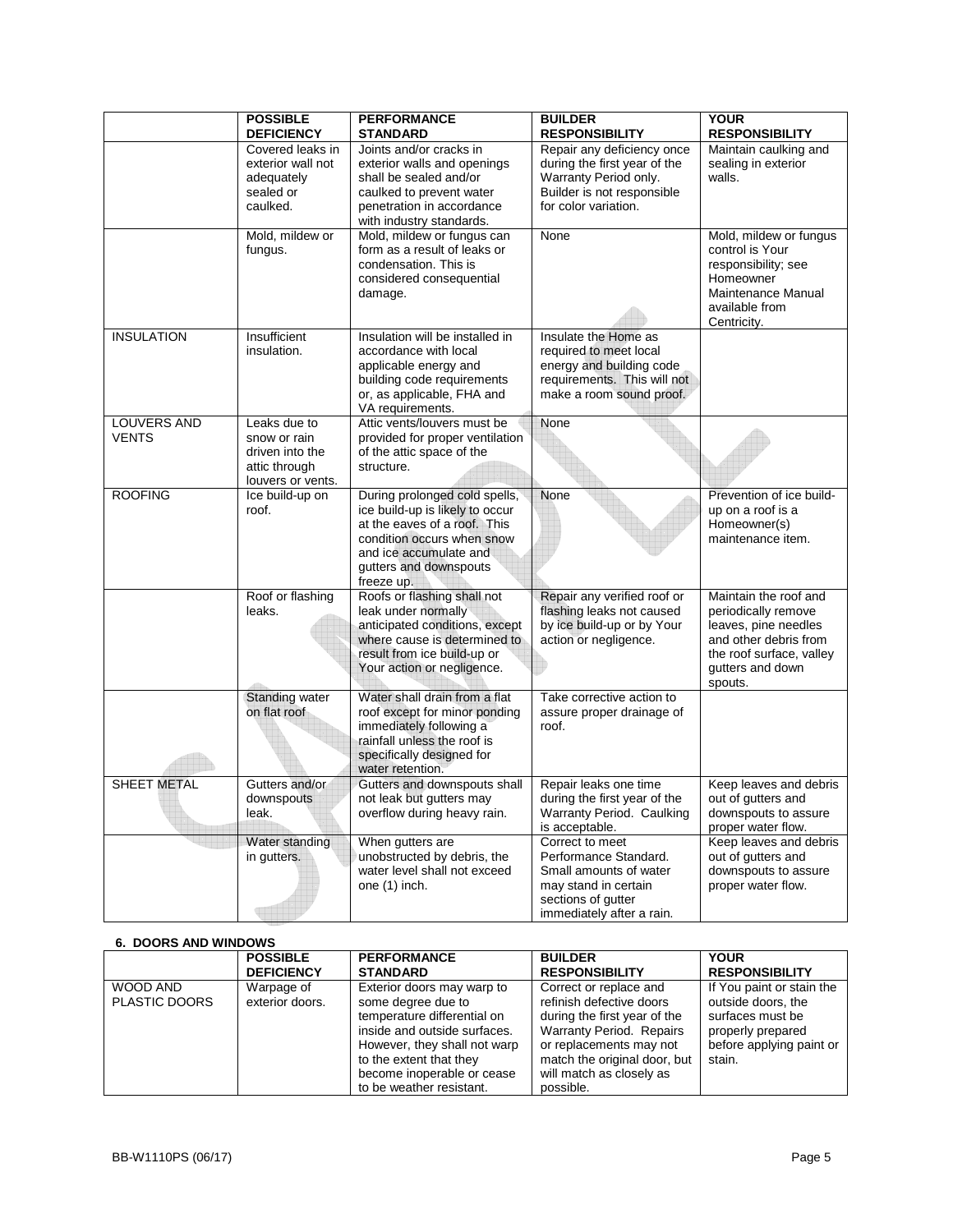| | POSSIBLE DEFICIENCY | PERFORMANCE STANDARD | BUILDER RESPONSIBILITY | YOUR RESPONSIBILITY |
|---|---|---|---|---|
| | Covered leaks in exterior wall not adequately sealed or caulked. | Joints and/or cracks in exterior walls and openings shall be sealed and/or caulked to prevent water penetration in accordance with industry standards. | Repair any deficiency once during the first year of the Warranty Period only. Builder is not responsible for color variation. | Maintain caulking and sealing in exterior walls. |
| | Mold, mildew or fungus. | Mold, mildew or fungus can form as a result of leaks or condensation. This is considered consequential damage. | None | Mold, mildew or fungus control is Your responsibility; see Homeowner Maintenance Manual available from Centricity. |
| INSULATION | Insufficient insulation. | Insulation will be installed in accordance with local applicable energy and building code requirements or, as applicable, FHA and VA requirements. | Insulate the Home as required to meet local energy and building code requirements. This will not make a room sound proof. | |
| LOUVERS AND VENTS | Leaks due to snow or rain driven into the attic through louvers or vents. | Attic vents/louvers must be provided for proper ventilation of the attic space of the structure. | None | |
| ROOFING | Ice build-up on roof. | During prolonged cold spells, ice build-up is likely to occur at the eaves of a roof. This condition occurs when snow and ice accumulate and gutters and downspouts freeze up. | None | Prevention of ice build-up on a roof is a Homeowner(s) maintenance item. |
| | Roof or flashing leaks. | Roofs or flashing shall not leak under normally anticipated conditions, except where cause is determined to result from ice build-up or Your action or negligence. | Repair any verified roof or flashing leaks not caused by ice build-up or by Your action or negligence. | Maintain the roof and periodically remove leaves, pine needles and other debris from the roof surface, valley gutters and down spouts. |
| | Standing water on flat roof | Water shall drain from a flat roof except for minor ponding immediately following a rainfall unless the roof is specifically designed for water retention. | Take corrective action to assure proper drainage of roof. | |
| SHEET METAL | Gutters and/or downspouts leak. | Gutters and downspouts shall not leak but gutters may overflow during heavy rain. | Repair leaks one time during the first year of the Warranty Period. Caulking is acceptable. | Keep leaves and debris out of gutters and downspouts to assure proper water flow. |
| | Water standing in gutters. | When gutters are unobstructed by debris, the water level shall not exceed one (1) inch. | Correct to meet Performance Standard. Small amounts of water may stand in certain sections of gutter immediately after a rain. | Keep leaves and debris out of gutters and downspouts to assure proper water flow. |

## 6. DOORS AND WINDOWS

| | POSSIBLE DEFICIENCY | PERFORMANCE STANDARD | BUILDER RESPONSIBILITY | YOUR RESPONSIBILITY |
|---|---|---|---|---|
| WOOD AND PLASTIC DOORS | Warpage of exterior doors. | Exterior doors may warp to some degree due to temperature differential on inside and outside surfaces. However, they shall not warp to the extent that they become inoperable or cease to be weather resistant. | Correct or replace and refinish defective doors during the first year of the Warranty Period. Repairs or replacements may not match the original door, but will match as closely as possible. | If You paint or stain the outside doors, the surfaces must be properly prepared before applying paint or stain. |

BB-W1110PS (06/17)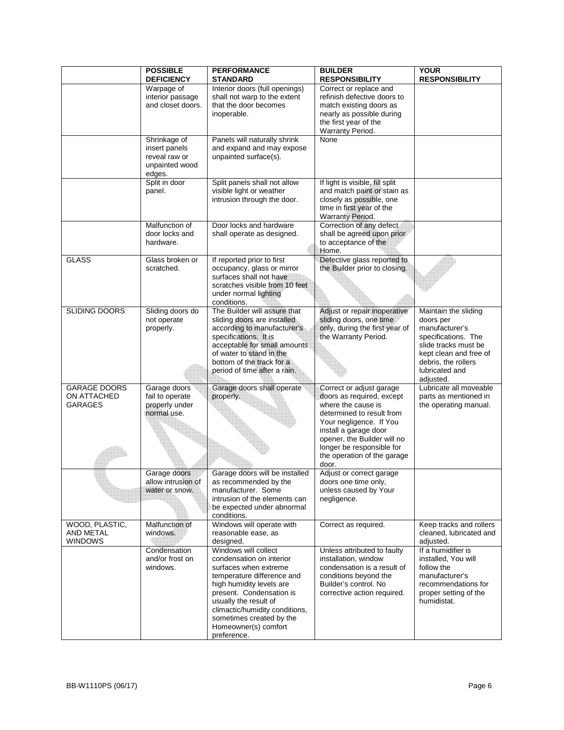| | POSSIBLE DEFICIENCY | PERFORMANCE STANDARD | BUILDER RESPONSIBILITY | YOUR RESPONSIBILITY |
|---|---|---|---|---|
| | Warpage of interior passage and closet doors. | Interior doors (full openings) shall not warp to the extent that the door becomes inoperable. | Correct or replace and refinish defective doors to match existing doors as nearly as possible during the first year of the Warranty Period. | |
| | Shrinkage of insert panels reveal raw or unpainted wood edges. | Panels will naturally shrink and expand and may expose unpainted surface(s). | None | |
| | Split in door panel. | Split panels shall not allow visible light or weather intrusion through the door. | If light is visible, fill split and match paint or stain as closely as possible, one time in first year of the Warranty Period. | |
| | Malfunction of door locks and hardware. | Door locks and hardware shall operate as designed. | Correction of any defect shall be agreed upon prior to acceptance of the Home. | |
| GLASS | Glass broken or scratched. | If reported prior to first occupancy, glass or mirror surfaces shall not have scratches visible from 10 feet under normal lighting conditions. | Defective glass reported to the Builder prior to closing. | |
| SLIDING DOORS | Sliding doors do not operate properly. | The Builder will assure that sliding doors are installed according to manufacturer's specifications. It is acceptable for small amounts of water to stand in the bottom of the track for a period of time after a rain. | Adjust or repair inoperative sliding doors, one time only, during the first year of the Warranty Period. | Maintain the sliding doors per manufacturer's specifications. The slide tracks must be kept clean and free of debris, the rollers lubricated and adjusted. |
| GARAGE DOORS ON ATTACHED GARAGES | Garage doors fail to operate properly under normal use. | Garage doors shall operate properly. | Correct or adjust garage doors as required, except where the cause is determined to result from Your negligence. If You install a garage door opener, the Builder will no longer be responsible for the operation of the garage door. | Lubricate all moveable parts as mentioned in the operating manual. |
| | Garage doors allow intrusion of water or snow. | Garage doors will be installed as recommended by the manufacturer. Some intrusion of the elements can be expected under abnormal conditions. | Adjust or correct garage doors one time only, unless caused by Your negligence. | |
| WOOD, PLASTIC, AND METAL WINDOWS | Malfunction of windows. | Windows will operate with reasonable ease, as designed. | Correct as required. | Keep tracks and rollers cleaned, lubricated and adjusted. |
| | Condensation and/or frost on windows. | Windows will collect condensation on interior surfaces when extreme temperature difference and high humidity levels are present. Condensation is usually the result of climactic/humidity conditions, sometimes created by the Homeowner(s) comfort preference. | Unless attributed to faulty installation, window condensation is a result of conditions beyond the Builder's control. No corrective action required. | If a humidifier is installed, You will follow the manufacturer's recommendations for proper setting of the humidistat. |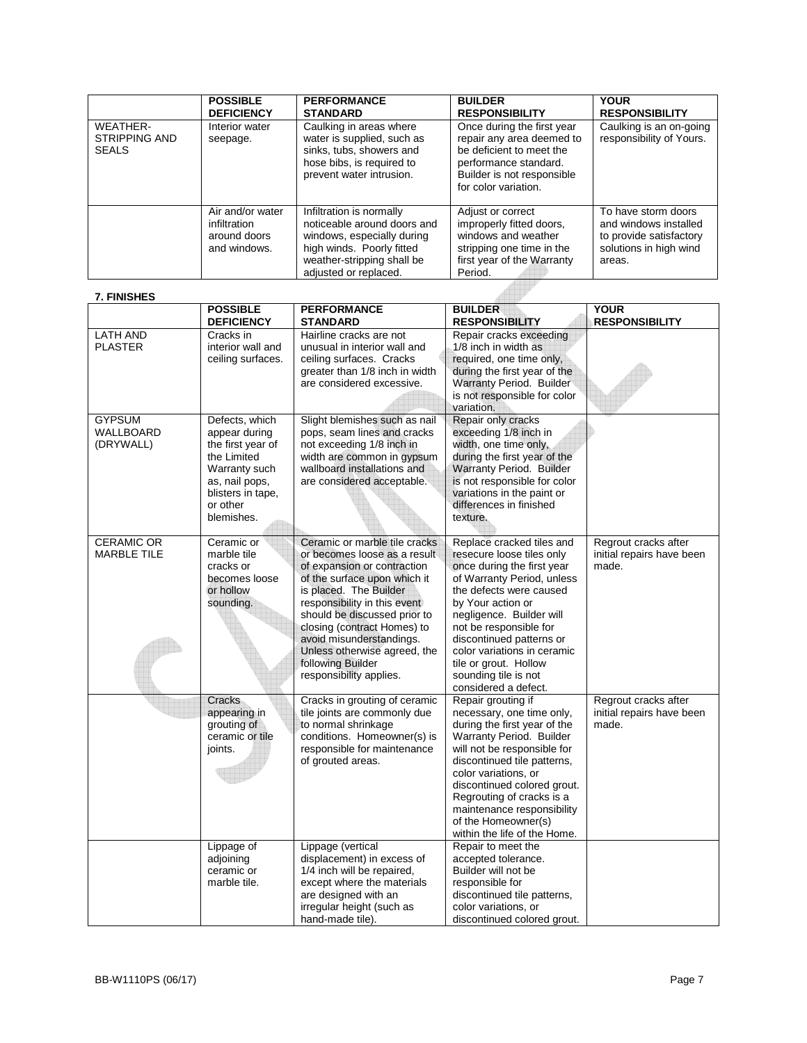| | POSSIBLE DEFICIENCY | PERFORMANCE STANDARD | BUILDER RESPONSIBILITY | YOUR RESPONSIBILITY |
|---|---|---|---|---|
| WEATHER-STRIPPING AND SEALS | Interior water seepage. | Caulking in areas where water is supplied, such as sinks, tubs, showers and hose bibs, is required to prevent water intrusion. | Once during the first year repair any area deemed to be deficient to meet the performance standard. Builder is not responsible for color variation. | Caulking is an on-going responsibility of Yours. |
| | Air and/or water infiltration around doors and windows. | Infiltration is normally noticeable around doors and windows, especially during high winds. Poorly fitted weather-stripping shall be adjusted or replaced. | Adjust or correct improperly fitted doors, windows and weather stripping one time in the first year of the Warranty Period. | To have storm doors and windows installed to provide satisfactory solutions in high wind areas. |

**7. FINISHES**

| | POSSIBLE DEFICIENCY | PERFORMANCE STANDARD | BUILDER RESPONSIBILITY | YOUR RESPONSIBILITY |
|---|---|---|---|---|
| LATH AND PLASTER | Cracks in interior wall and ceiling surfaces. | Hairline cracks are not unusual in interior wall and ceiling surfaces. Cracks greater than 1/8 inch in width are considered excessive. | Repair cracks exceeding 1/8 inch in width as required, one time only, during the first year of the Warranty Period. Builder is not responsible for color variation. | |
| GYPSUM WALLBOARD (DRYWALL) | Defects, which appear during the first year of the Limited Warranty such as, nail pops, blisters in tape, or other blemishes. | Slight blemishes such as nail pops, seam lines and cracks not exceeding 1/8 inch in width are common in gypsum wallboard installations and are considered acceptable. | Repair only cracks exceeding 1/8 inch in width, one time only, during the first year of the Warranty Period. Builder is not responsible for color variations in the paint or differences in finished texture. | |
| CERAMIC OR MARBLE TILE | Ceramic or marble tile cracks or becomes loose or hollow sounding. | Ceramic or marble tile cracks or becomes loose as a result of expansion or contraction of the surface upon which it is placed. The Builder responsibility in this event should be discussed prior to closing (contract Homes) to avoid misunderstandings. Unless otherwise agreed, the following Builder responsibility applies. | Replace cracked tiles and resecure loose tiles only once during the first year of Warranty Period, unless the defects were caused by Your action or negligence. Builder will not be responsible for discontinued patterns or color variations in ceramic tile or grout. Hollow sounding tile is not considered a defect. | Regrout cracks after initial repairs have been made. |
| | Cracks appearing in grouting of ceramic or tile joints. | Cracks in grouting of ceramic tile joints are commonly due to normal shrinkage conditions. Homeowner(s) is responsible for maintenance of grouted areas. | Repair grouting if necessary, one time only, during the first year of the Warranty Period. Builder will not be responsible for discontinued tile patterns, color variations, or discontinued colored grout. Regrouting of cracks is a maintenance responsibility of the Homeowner(s) within the life of the Home. | Regrout cracks after initial repairs have been made. |
| | Lippage of adjoining ceramic or marble tile. | Lippage (vertical displacement) in excess of 1/4 inch will be repaired, except where the materials are designed with an irregular height (such as hand-made tile). | Repair to meet the accepted tolerance. Builder will not be responsible for discontinued tile patterns, color variations, or discontinued colored grout. | |

BB-W1110PS (06/17)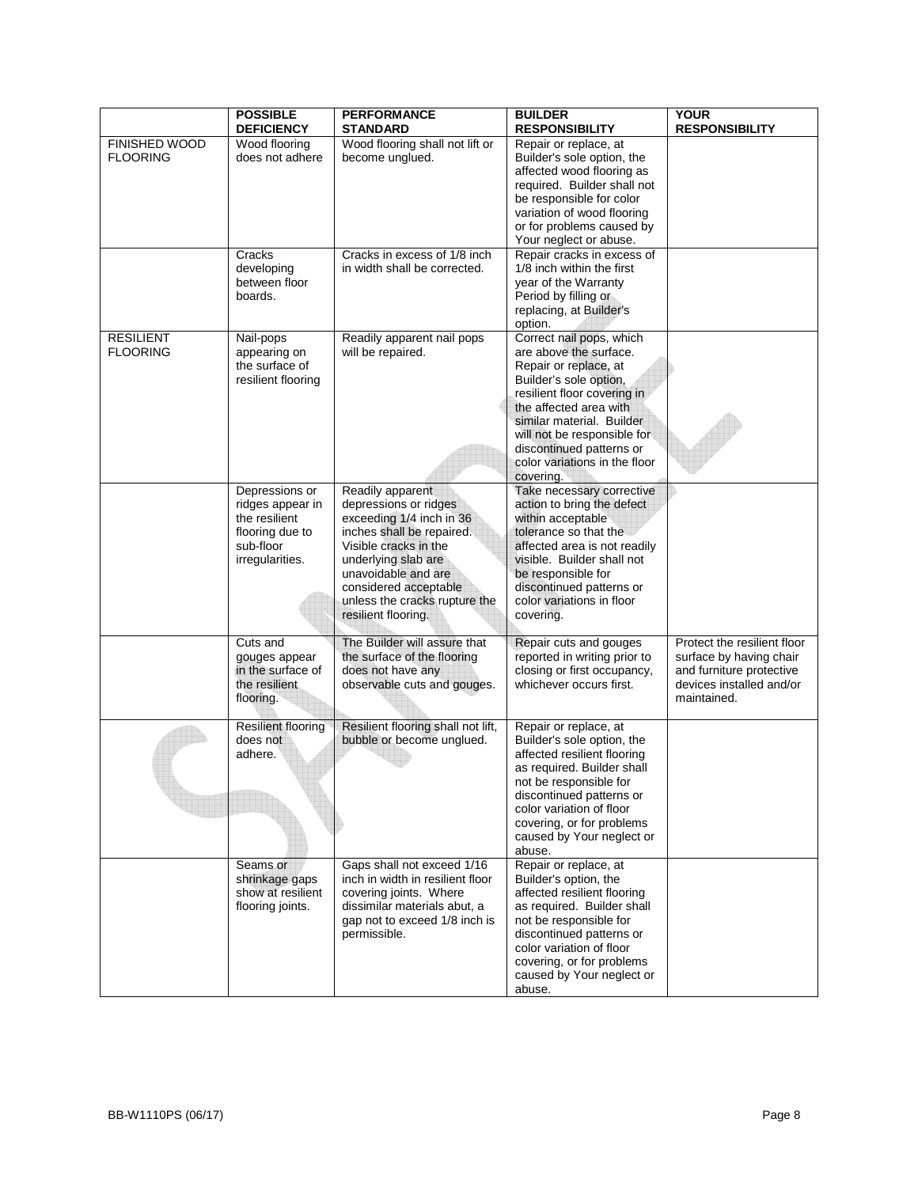| | POSSIBLE DEFICIENCY | PERFORMANCE STANDARD | BUILDER RESPONSIBILITY | YOUR RESPONSIBILITY |
|---|---|---|---|---|
| FINISHED WOOD FLOORING | Wood flooring does not adhere | Wood flooring shall not lift or become unglued. | Repair or replace, at Builder's sole option, the affected wood flooring as required. Builder shall not be responsible for color variation of wood flooring or for problems caused by Your neglect or abuse. | |
| | Cracks developing between floor boards. | Cracks in excess of 1/8 inch in width shall be corrected. | Repair cracks in excess of 1/8 inch within the first year of the Warranty Period by filling or replacing, at Builder's option. | |
| RESILIENT FLOORING | Nail-pops appearing on the surface of resilient flooring | Readily apparent nail pops will be repaired. | Correct nail pops, which are above the surface. Repair or replace, at Builder's sole option, resilient floor covering in the affected area with similar material. Builder will not be responsible for discontinued patterns or color variations in the floor covering. | |
| | Depressions or ridges appear in the resilient flooring due to sub-floor irregularities. | Readily apparent depressions or ridges exceeding 1/4 inch in 36 inches shall be repaired. Visible cracks in the underlying slab are unavoidable and are considered acceptable unless the cracks rupture the resilient flooring. | Take necessary corrective action to bring the defect within acceptable tolerance so that the affected area is not readily visible. Builder shall not be responsible for discontinued patterns or color variations in floor covering. | |
| | Cuts and gouges appear in the surface of the resilient flooring. | The Builder will assure that the surface of the flooring does not have any observable cuts and gouges. | Repair cuts and gouges reported in writing prior to closing or first occupancy, whichever occurs first. | Protect the resilient floor surface by having chair and furniture protective devices installed and/or maintained. |
| | Resilient flooring does not adhere. | Resilient flooring shall not lift, bubble or become unglued. | Repair or replace, at Builder's sole option, the affected resilient flooring as required. Builder shall not be responsible for discontinued patterns or color variation of floor covering, or for problems caused by Your neglect or abuse. | |
| | Seams or shrinkage gaps show at resilient flooring joints. | Gaps shall not exceed 1/16 inch in width in resilient floor covering joints. Where dissimilar materials abut, a gap not to exceed 1/8 inch is permissible. | Repair or replace, at Builder's option, the affected resilient flooring as required. Builder shall not be responsible for discontinued patterns or color variation of floor covering, or for problems caused by Your neglect or abuse. | |

BB-W1110PS (06/17)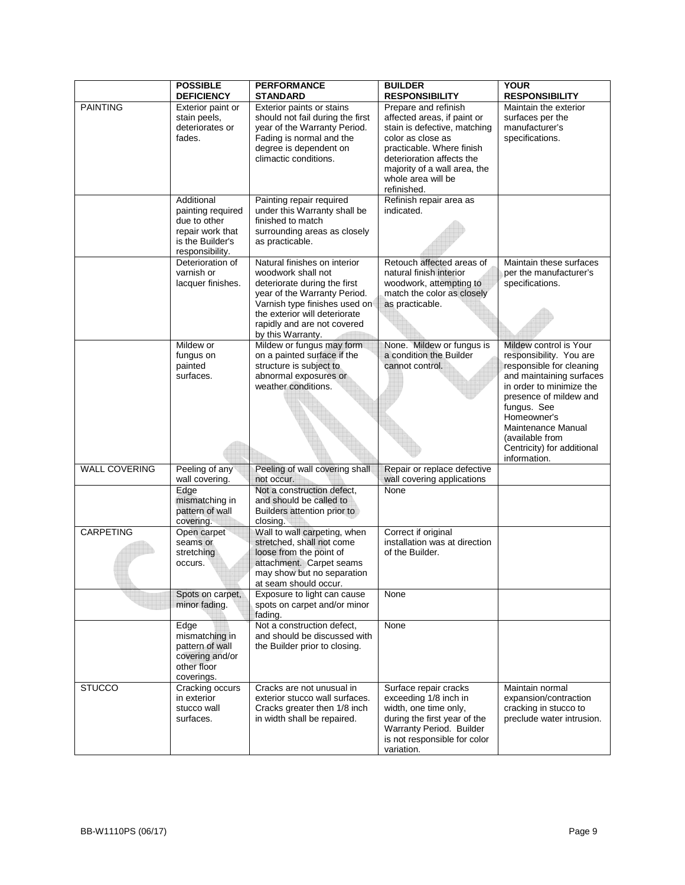| | POSSIBLE DEFICIENCY | PERFORMANCE STANDARD | BUILDER RESPONSIBILITY | YOUR RESPONSIBILITY |
|---|---|---|---|---|
| PAINTING | Exterior paint or stain peels, deteriorates or fades. | Exterior paints or stains should not fail during the first year of the Warranty Period. Fading is normal and the degree is dependent on climactic conditions. | Prepare and refinish affected areas, if paint or stain is defective, matching color as close as practicable. Where finish deterioration affects the majority of a wall area, the whole area will be refinished. | Maintain the exterior surfaces per the manufacturer's specifications. |
| | Additional painting required due to other repair work that is the Builder's responsibility. | Painting repair required under this Warranty shall be finished to match surrounding areas as closely as practicable. | Refinish repair area as indicated. | |
| | Deterioration of varnish or lacquer finishes. | Natural finishes on interior woodwork shall not deteriorate during the first year of the Warranty Period. Varnish type finishes used on the exterior will deteriorate rapidly and are not covered by this Warranty. | Retouch affected areas of natural finish interior woodwork, attempting to match the color as closely as practicable. | Maintain these surfaces per the manufacturer's specifications. |
| | Mildew or fungus on painted surfaces. | Mildew or fungus may form on a painted surface if the structure is subject to abnormal exposures or weather conditions. | None. Mildew or fungus is a condition the Builder cannot control. | Mildew control is Your responsibility. You are responsible for cleaning and maintaining surfaces in order to minimize the presence of mildew and fungus. See Homeowner's Maintenance Manual (available from Centricity) for additional information. |
| WALL COVERING | Peeling of any wall covering. | Peeling of wall covering shall not occur. | Repair or replace defective wall covering applications | |
| | Edge mismatching in pattern of wall covering. | Not a construction defect, and should be called to Builders attention prior to closing. | None | |
| CARPETING | Open carpet seams or stretching occurs. | Wall to wall carpeting, when stretched, shall not come loose from the point of attachment. Carpet seams may show but no separation at seam should occur. | Correct if original installation was at direction of the Builder. | |
| | Spots on carpet, minor fading. | Exposure to light can cause spots on carpet and/or minor fading. | None | |
| | Edge mismatching in pattern of wall covering and/or other floor coverings. | Not a construction defect, and should be discussed with the Builder prior to closing. | None | |
| STUCCO | Cracking occurs in exterior stucco wall surfaces. | Cracks are not unusual in exterior stucco wall surfaces. Cracks greater then 1/8 inch in width shall be repaired. | Surface repair cracks exceeding 1/8 inch in width, one time only, during the first year of the Warranty Period. Builder is not responsible for color variation. | Maintain normal expansion/contraction cracking in stucco to preclude water intrusion. |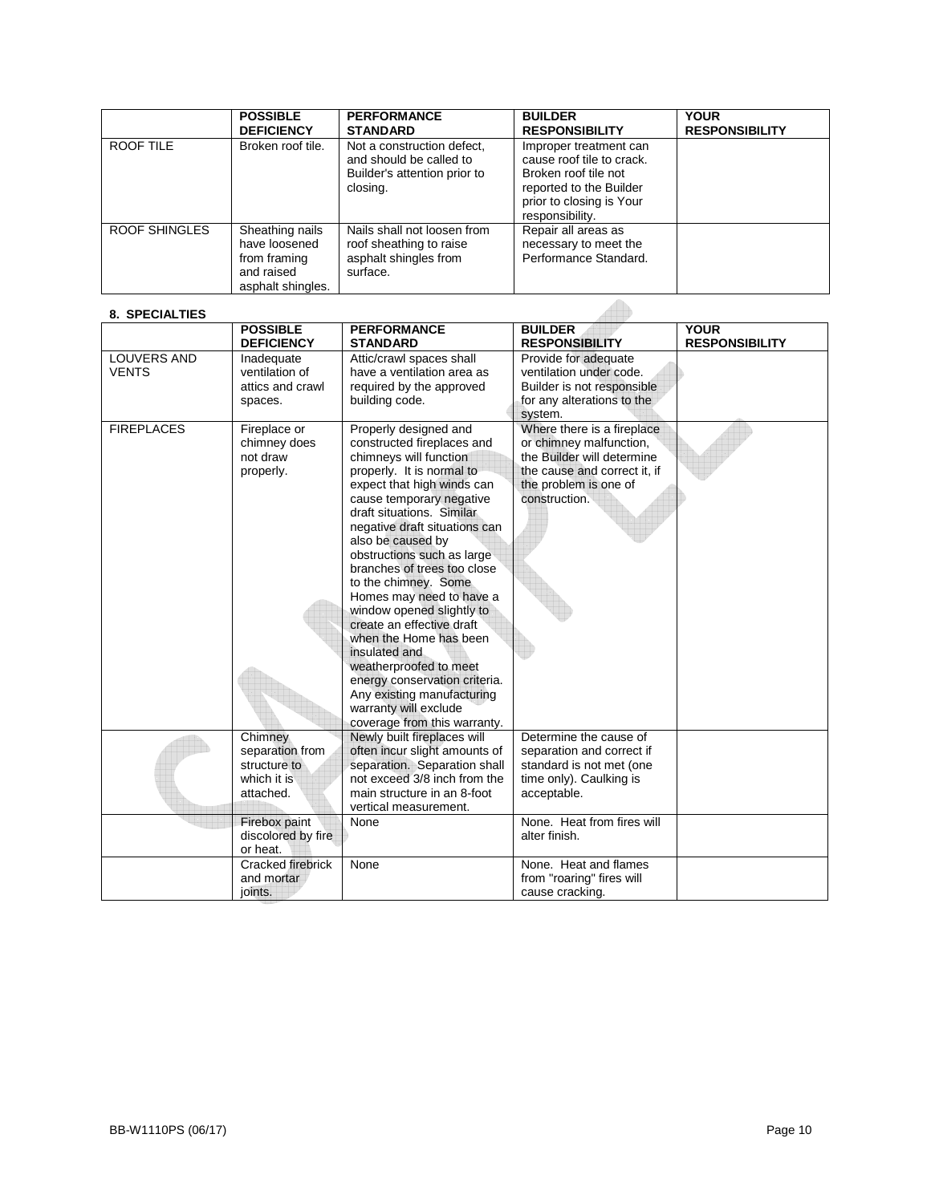| | POSSIBLE DEFICIENCY | PERFORMANCE STANDARD | BUILDER RESPONSIBILITY | YOUR RESPONSIBILITY |
|---|---|---|---|---|
| ROOF TILE | Broken roof tile. | Not a construction defect, and should be called to Builder's attention prior to closing. | Improper treatment can cause roof tile to crack. Broken roof tile not reported to the Builder prior to closing is Your responsibility. | |
| ROOF SHINGLES | Sheathing nails have loosened from framing and raised asphalt shingles. | Nails shall not loosen from roof sheathing to raise asphalt shingles from surface. | Repair all areas as necessary to meet the Performance Standard. | |

**8. SPECIALTIES**

| | POSSIBLE DEFICIENCY | PERFORMANCE STANDARD | BUILDER RESPONSIBILITY | YOUR RESPONSIBILITY |
|---|---|---|---|---|
| LOUVERS AND VENTS | Inadequate ventilation of attics and crawl spaces. | Attic/crawl spaces shall have a ventilation area as required by the approved building code. | Provide for adequate ventilation under code. Builder is not responsible for any alterations to the system. | |
| FIREPLACES | Fireplace or chimney does not draw properly. | Properly designed and constructed fireplaces and chimneys will function properly. It is normal to expect that high winds can cause temporary negative draft situations. Similar negative draft situations can also be caused by obstructions such as large branches of trees too close to the chimney. Some Homes may need to have a window opened slightly to create an effective draft when the Home has been insulated and weatherproofed to meet energy conservation criteria. Any existing manufacturing warranty will exclude coverage from this warranty. | Where there is a fireplace or chimney malfunction, the Builder will determine the cause and correct it, if the problem is one of construction. | |
| | Chimney separation from structure to which it is attached. | Newly built fireplaces will often incur slight amounts of separation. Separation shall not exceed 3/8 inch from the main structure in an 8-foot vertical measurement. | Determine the cause of separation and correct if standard is not met (one time only). Caulking is acceptable. | |
| | Firebox paint discolored by fire or heat. | None | None. Heat from fires will alter finish. | |
| | Cracked firebrick and mortar joints. | None | None. Heat and flames from "roaring" fires will cause cracking. | |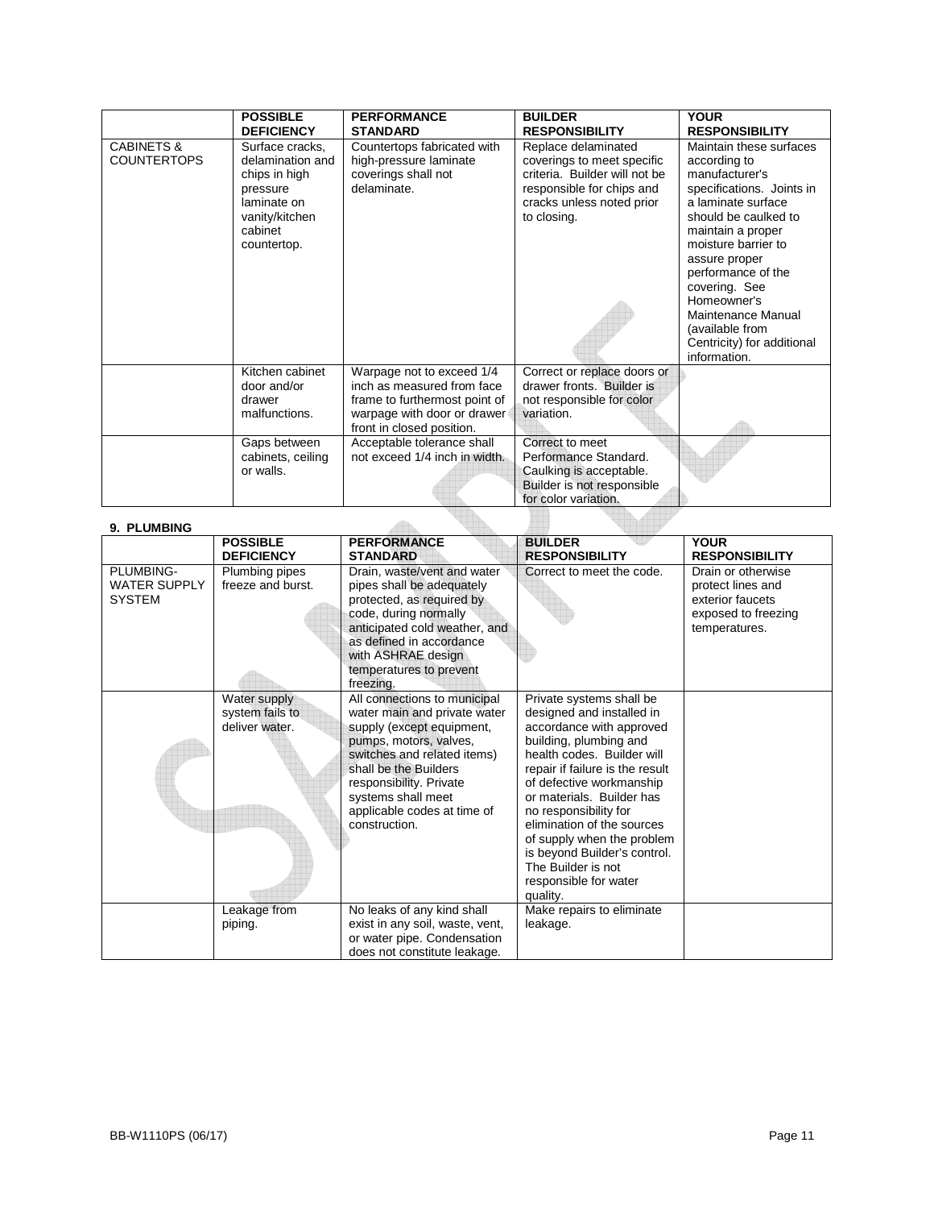| | POSSIBLE DEFICIENCY | PERFORMANCE STANDARD | BUILDER RESPONSIBILITY | YOUR RESPONSIBILITY |
|---|---|---|---|---|
| CABINETS & COUNTERTOPS | Surface cracks, delamination and chips in high pressure laminate on vanity/kitchen cabinet countertop. | Countertops fabricated with high-pressure laminate coverings shall not delaminate. | Replace delaminated coverings to meet specific criteria. Builder will not be responsible for chips and cracks unless noted prior to closing. | Maintain these surfaces according to manufacturer's specifications. Joints in a laminate surface should be caulked to maintain a proper moisture barrier to assure proper performance of the covering. See Homeowner's Maintenance Manual (available from Centricity) for additional information. |
| | Kitchen cabinet door and/or drawer malfunctions. | Warpage not to exceed 1/4 inch as measured from face frame to furthermost point of warpage with door or drawer front in closed position. | Correct or replace doors or drawer fronts. Builder is not responsible for color variation. | |
| | Gaps between cabinets, ceiling or walls. | Acceptable tolerance shall not exceed 1/4 inch in width. | Correct to meet Performance Standard. Caulking is acceptable. Builder is not responsible for color variation. | |

**9. PLUMBING**

| | POSSIBLE DEFICIENCY | PERFORMANCE STANDARD | BUILDER RESPONSIBILITY | YOUR RESPONSIBILITY |
|---|---|---|---|---|
| PLUMBING- WATER SUPPLY SYSTEM | Plumbing pipes freeze and burst. | Drain, waste/vent and water pipes shall be adequately protected, as required by code, during normally anticipated cold weather, and as defined in accordance with ASHRAE design temperatures to prevent freezing. | Correct to meet the code. | Drain or otherwise protect lines and exterior faucets exposed to freezing temperatures. |
| | Water supply system fails to deliver water. | All connections to municipal water main and private water supply (except equipment, pumps, motors, valves, switches and related items) shall be the Builders responsibility. Private systems shall meet applicable codes at time of construction. | Private systems shall be designed and installed in accordance with approved building, plumbing and health codes. Builder will repair if failure is the result of defective workmanship or materials. Builder has no responsibility for elimination of the sources of supply when the problem is beyond Builder's control. The Builder is not responsible for water quality. | |
| | Leakage from piping. | No leaks of any kind shall exist in any soil, waste, vent, or water pipe. Condensation does not constitute leakage. | Make repairs to eliminate leakage. | |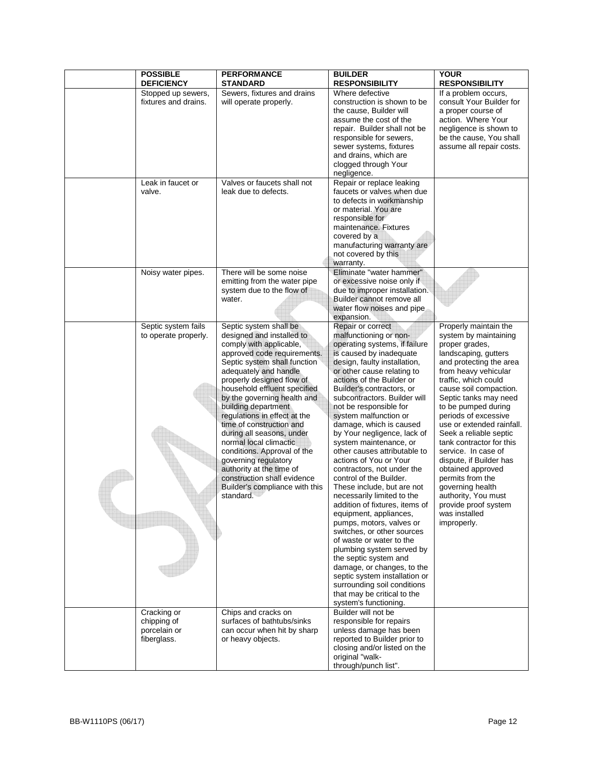| | POSSIBLE DEFICIENCY | PERFORMANCE STANDARD | BUILDER RESPONSIBILITY | YOUR RESPONSIBILITY |
|---|---|---|---|---|
| | Stopped up sewers, fixtures and drains. | Sewers, fixtures and drains will operate properly. | Where defective construction is shown to be the cause, Builder will assume the cost of the repair. Builder shall not be responsible for sewers, sewer systems, fixtures and drains, which are clogged through Your negligence. | If a problem occurs, consult Your Builder for a proper course of action. Where Your negligence is shown to be the cause, You shall assume all repair costs. |
| | Leak in faucet or valve. | Valves or faucets shall not leak due to defects. | Repair or replace leaking faucets or valves when due to defects in workmanship or material. You are responsible for maintenance. Fixtures covered by a manufacturing warranty are not covered by this warranty. | |
| | Noisy water pipes. | There will be some noise emitting from the water pipe system due to the flow of water. | Eliminate "water hammer" or excessive noise only if due to improper installation. Builder cannot remove all water flow noises and pipe expansion. | |
| | Septic system fails to operate properly. | Septic system shall be designed and installed to comply with applicable, approved code requirements. Septic system shall function adequately and handle properly designed flow of household effluent specified by the governing health and building department regulations in effect at the time of construction and during all seasons, under normal local climactic conditions. Approval of the governing regulatory authority at the time of construction shall evidence Builder's compliance with this standard. | Repair or correct malfunctioning or non-operating systems, if failure is caused by inadequate design, faulty installation, or other cause relating to actions of the Builder or Builder's contractors, or subcontractors. Builder will not be responsible for system malfunction or damage, which is caused by Your negligence, lack of system maintenance, or other causes attributable to actions of You or Your contractors, not under the control of the Builder. These include, but are not necessarily limited to the addition of fixtures, items of equipment, appliances, pumps, motors, valves or switches, or other sources of waste or water to the plumbing system served by the septic system and damage, or changes, to the septic system installation or surrounding soil conditions that may be critical to the system's functioning. | Properly maintain the system by maintaining proper grades, landscaping, gutters and protecting the area from heavy vehicular traffic, which could cause soil compaction. Septic tanks may need to be pumped during periods of excessive use or extended rainfall. Seek a reliable septic tank contractor for this service. In case of dispute, if Builder has obtained approved permits from the governing health authority, You must provide proof system was installed improperly. |
| | Cracking or chipping of porcelain or fiberglass. | Chips and cracks on surfaces of bathtubs/sinks can occur when hit by sharp or heavy objects. | Builder will not be responsible for repairs unless damage has been reported to Builder prior to closing and/or listed on the original "walk-through/punch list". | |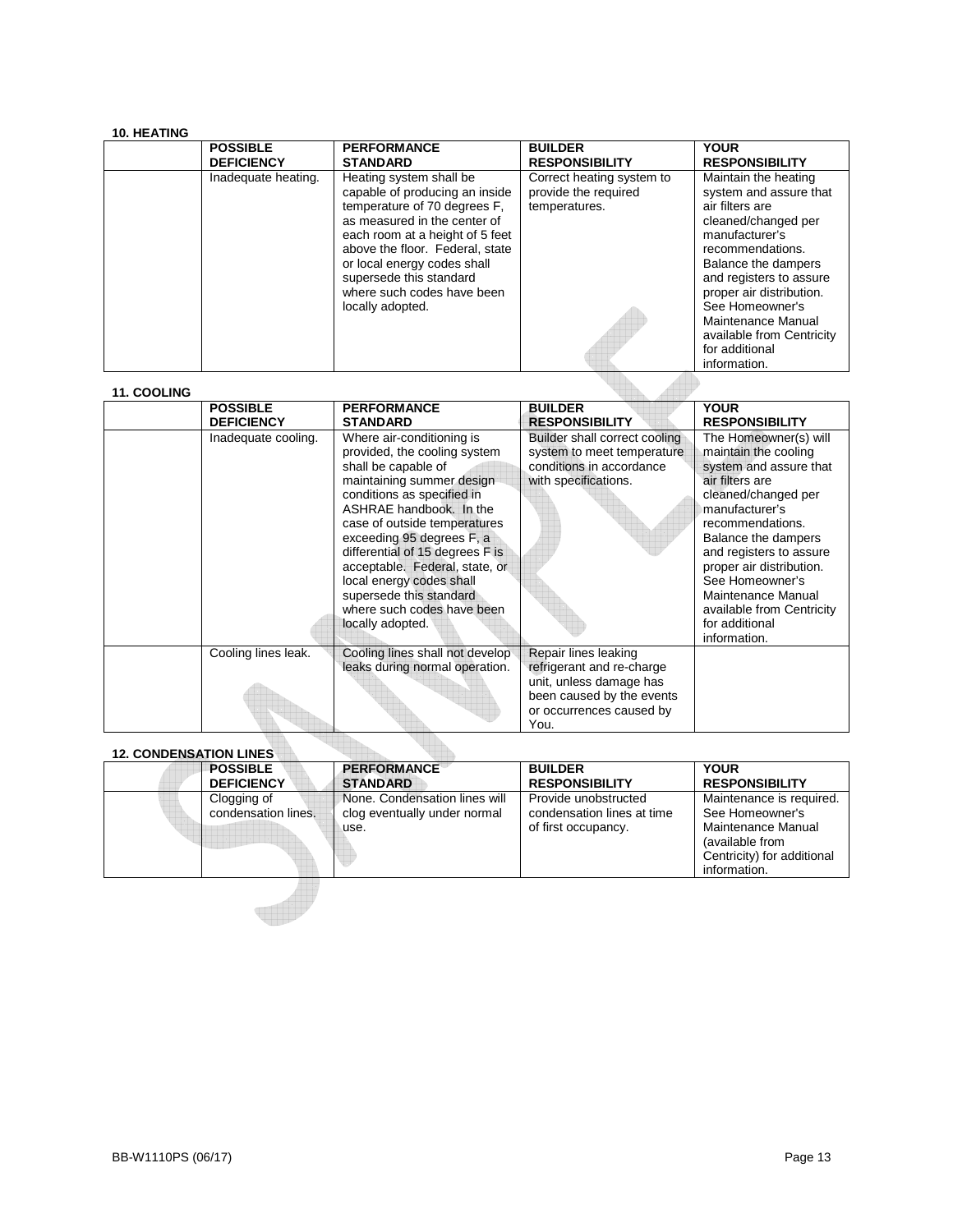**10. HEATING**

| | POSSIBLE DEFICIENCY | PERFORMANCE STANDARD | BUILDER RESPONSIBILITY | YOUR RESPONSIBILITY |
|---|---|---|---|---|
| | Inadequate heating. | Heating system shall be capable of producing an inside temperature of 70 degrees F, as measured in the center of each room at a height of 5 feet above the floor. Federal, state or local energy codes shall supersede this standard where such codes have been locally adopted. | Correct heating system to provide the required temperatures. | Maintain the heating system and assure that air filters are cleaned/changed per manufacturer's recommendations. Balance the dampers and registers to assure proper air distribution. See Homeowner's Maintenance Manual available from Centricity for additional information. |

**11. COOLING**

| | POSSIBLE DEFICIENCY | PERFORMANCE STANDARD | BUILDER RESPONSIBILITY | YOUR RESPONSIBILITY |
|---|---|---|---|---|
| | Inadequate cooling. | Where air-conditioning is provided, the cooling system shall be capable of maintaining summer design conditions as specified in ASHRAE handbook. In the case of outside temperatures exceeding 95 degrees F, a differential of 15 degrees F is acceptable. Federal, state, or local energy codes shall supersede this standard where such codes have been locally adopted. | Builder shall correct cooling system to meet temperature conditions in accordance with specifications. | The Homeowner(s) will maintain the cooling system and assure that air filters are cleaned/changed per manufacturer's recommendations. Balance the dampers and registers to assure proper air distribution. See Homeowner's Maintenance Manual available from Centricity for additional information. |
| | Cooling lines leak. | Cooling lines shall not develop leaks during normal operation. | Repair lines leaking refrigerant and re-charge unit, unless damage has been caused by the events or occurrences caused by You. | |

**12. CONDENSATION LINES**

| | POSSIBLE DEFICIENCY | PERFORMANCE STANDARD | BUILDER RESPONSIBILITY | YOUR RESPONSIBILITY |
|---|---|---|---|---|
| | Clogging of condensation lines. | None. Condensation lines will clog eventually under normal use. | Provide unobstructed condensation lines at time of first occupancy. | Maintenance is required. See Homeowner's Maintenance Manual (available from Centricity) for additional information. |

BB-W1110PS (06/17)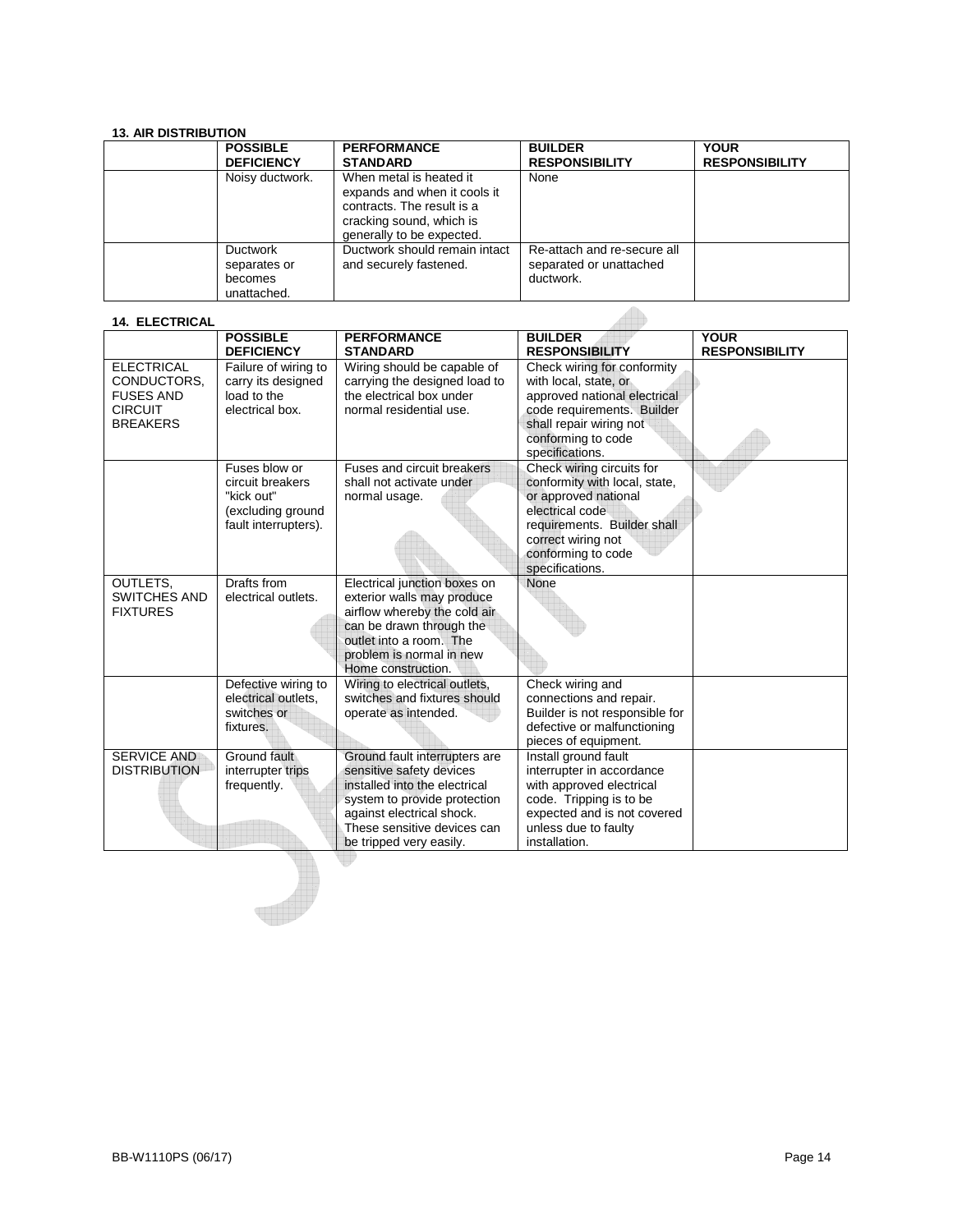**13. AIR DISTRIBUTION**

| | POSSIBLE DEFICIENCY | PERFORMANCE STANDARD | BUILDER RESPONSIBILITY | YOUR RESPONSIBILITY |
|---|---|---|---|---|
| | Noisy ductwork. | When metal is heated it expands and when it cools it contracts. The result is a cracking sound, which is generally to be expected. | None | |
| | Ductwork separates or becomes unattached. | Ductwork should remain intact and securely fastened. | Re-attach and re-secure all separated or unattached ductwork. | |

**14. ELECTRICAL**

| | POSSIBLE DEFICIENCY | PERFORMANCE STANDARD | BUILDER RESPONSIBILITY | YOUR RESPONSIBILITY |
|---|---|---|---|---|
| ELECTRICAL CONDUCTORS, FUSES AND CIRCUIT BREAKERS | Failure of wiring to carry its designed load to the electrical box. | Wiring should be capable of carrying the designed load to the electrical box under normal residential use. | Check wiring for conformity with local, state, or approved national electrical code requirements. Builder shall repair wiring not conforming to code specifications. | |
| | Fuses blow or circuit breakers "kick out" (excluding ground fault interrupters). | Fuses and circuit breakers shall not activate under normal usage. | Check wiring circuits for conformity with local, state, or approved national electrical code requirements. Builder shall correct wiring not conforming to code specifications. | |
| OUTLETS, SWITCHES AND FIXTURES | Drafts from electrical outlets. | Electrical junction boxes on exterior walls may produce airflow whereby the cold air can be drawn through the outlet into a room. The problem is normal in new Home construction. | None | |
| | Defective wiring to electrical outlets, switches or fixtures. | Wiring to electrical outlets, switches and fixtures should operate as intended. | Check wiring and connections and repair. Builder is not responsible for defective or malfunctioning pieces of equipment. | |
| SERVICE AND DISTRIBUTION | Ground fault interrupter trips frequently. | Ground fault interrupters are sensitive safety devices installed into the electrical system to provide protection against electrical shock. These sensitive devices can be tripped very easily. | Install ground fault interrupter in accordance with approved electrical code. Tripping is to be expected and is not covered unless due to faulty installation. | |

BB-W1110PS (06/17)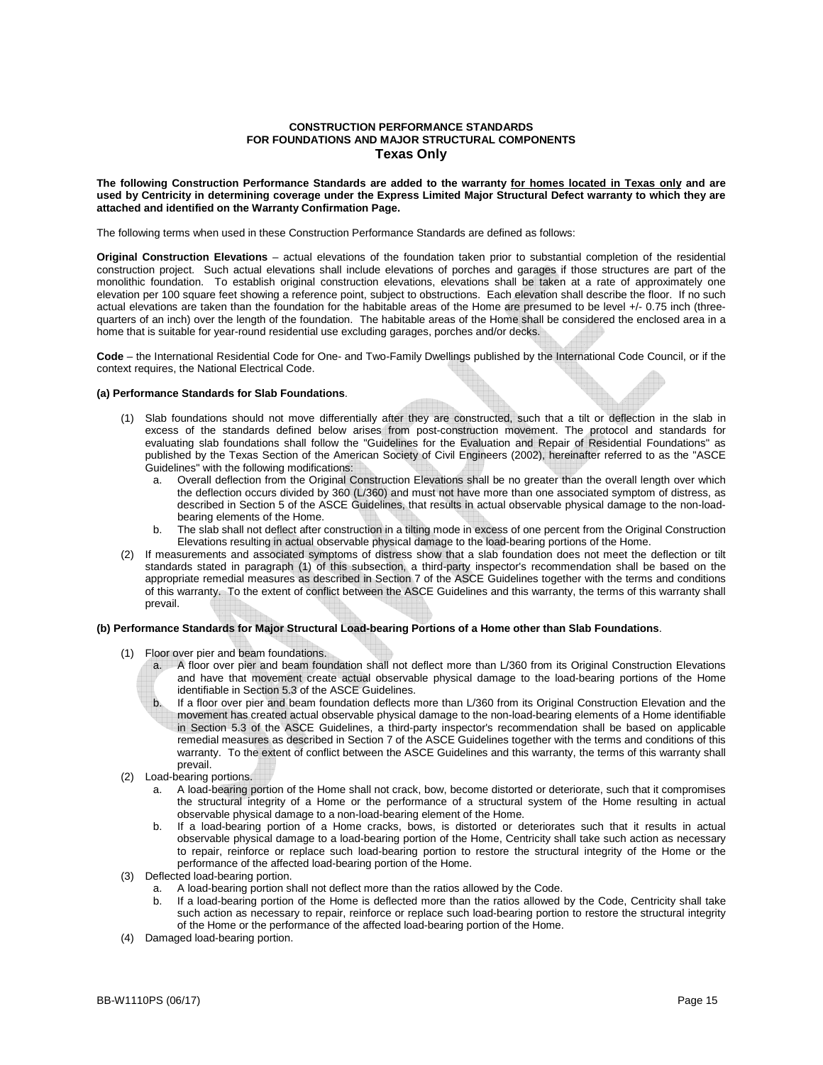**CONSTRUCTION PERFORMANCE STANDARDS**
**FOR FOUNDATIONS AND MAJOR STRUCTURAL COMPONENTS**
**Texas Only**

**The following Construction Performance Standards are added to the warranty for homes located in Texas only and are used by Centricity in determining coverage under the Express Limited Major Structural Defect warranty to which they are attached and identified on the Warranty Confirmation Page.**

The following terms when used in these Construction Performance Standards are defined as follows:

**Original Construction Elevations** – actual elevations of the foundation taken prior to substantial completion of the residential construction project. Such actual elevations shall include elevations of porches and garages if those structures are part of the monolithic foundation. To establish original construction elevations, elevations shall be taken at a rate of approximately one elevation per 100 square feet showing a reference point, subject to obstructions. Each elevation shall describe the floor. If no such actual elevations are taken than the foundation for the habitable areas of the Home are presumed to be level +/- 0.75 inch (three-quarters of an inch) over the length of the foundation. The habitable areas of the Home shall be considered the enclosed area in a home that is suitable for year-round residential use excluding garages, porches and/or decks.

**Code** – the International Residential Code for One- and Two-Family Dwellings published by the International Code Council, or if the context requires, the National Electrical Code.

**(a) Performance Standards for Slab Foundations**.

(1) Slab foundations should not move differentially after they are constructed, such that a tilt or deflection in the slab in excess of the standards defined below arises from post-construction movement. The protocol and standards for evaluating slab foundations shall follow the "Guidelines for the Evaluation and Repair of Residential Foundations" as published by the Texas Section of the American Society of Civil Engineers (2002), hereinafter referred to as the "ASCE Guidelines" with the following modifications:
   a. Overall deflection from the Original Construction Elevations shall be no greater than the overall length over which the deflection occurs divided by 360 (L/360) and must not have more than one associated symptom of distress, as described in Section 5 of the ASCE Guidelines, that results in actual observable physical damage to the non-load-bearing elements of the Home.
   b. The slab shall not deflect after construction in a tilting mode in excess of one percent from the Original Construction Elevations resulting in actual observable physical damage to the load-bearing portions of the Home.

(2) If measurements and associated symptoms of distress show that a slab foundation does not meet the deflection or tilt standards stated in paragraph (1) of this subsection, a third-party inspector's recommendation shall be based on the appropriate remedial measures as described in Section 7 of the ASCE Guidelines together with the terms and conditions of this warranty. To the extent of conflict between the ASCE Guidelines and this warranty, the terms of this warranty shall prevail.

**(b) Performance Standards for Major Structural Load-bearing Portions of a Home other than Slab Foundations**.

(1) Floor over pier and beam foundations.
   a. A floor over pier and beam foundation shall not deflect more than L/360 from its Original Construction Elevations and have that movement create actual observable physical damage to the load-bearing portions of the Home identifiable in Section 5.3 of the ASCE Guidelines.
   b. If a floor over pier and beam foundation deflects more than L/360 from its Original Construction Elevation and the movement has created actual observable physical damage to the non-load-bearing elements of a Home identifiable in Section 5.3 of the ASCE Guidelines, a third-party inspector's recommendation shall be based on applicable remedial measures as described in Section 7 of the ASCE Guidelines together with the terms and conditions of this warranty. To the extent of conflict between the ASCE Guidelines and this warranty, the terms of this warranty shall prevail.

(2) Load-bearing portions.
   a. A load-bearing portion of the Home shall not crack, bow, become distorted or deteriorate, such that it compromises the structural integrity of a Home or the performance of a structural system of the Home resulting in actual observable physical damage to a non-load-bearing element of the Home.
   b. If a load-bearing portion of a Home cracks, bows, is distorted or deteriorates such that it results in actual observable physical damage to a load-bearing portion of the Home, Centricity shall take such action as necessary to repair, reinforce or replace such load-bearing portion to restore the structural integrity of the Home or the performance of the affected load-bearing portion of the Home.

(3) Deflected load-bearing portion.
   a. A load-bearing portion shall not deflect more than the ratios allowed by the Code.
   b. If a load-bearing portion of the Home is deflected more than the ratios allowed by the Code, Centricity shall take such action as necessary to repair, reinforce or replace such load-bearing portion to restore the structural integrity of the Home or the performance of the affected load-bearing portion of the Home.

(4) Damaged load-bearing portion.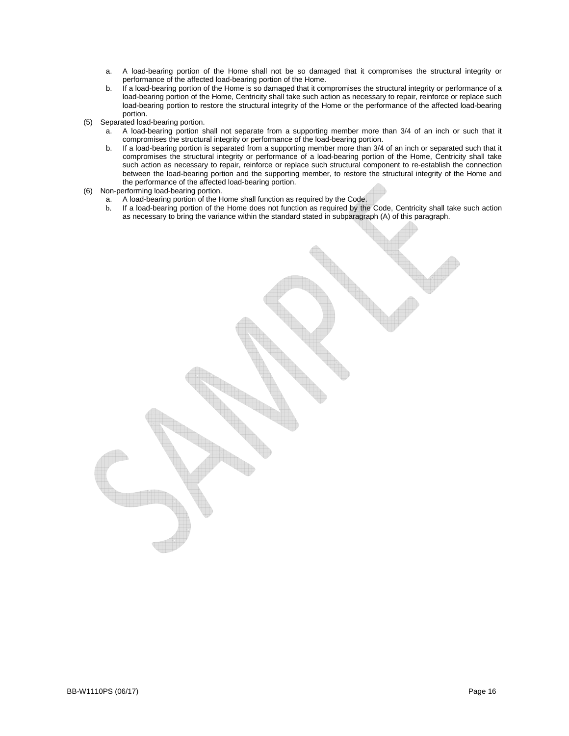a. A load-bearing portion of the Home shall not be so damaged that it compromises the structural integrity or performance of the affected load-bearing portion of the Home.
b. If a load-bearing portion of the Home is so damaged that it compromises the structural integrity or performance of a load-bearing portion of the Home, Centricity shall take such action as necessary to repair, reinforce or replace such load-bearing portion to restore the structural integrity of the Home or the performance of the affected load-bearing portion.

(5) Separated load-bearing portion.
  a. A load-bearing portion shall not separate from a supporting member more than 3/4 of an inch or such that it compromises the structural integrity or performance of the load-bearing portion.
  b. If a load-bearing portion is separated from a supporting member more than 3/4 of an inch or separated such that it compromises the structural integrity or performance of a load-bearing portion of the Home, Centricity shall take such action as necessary to repair, reinforce or replace such structural component to re-establish the connection between the load-bearing portion and the supporting member, to restore the structural integrity of the Home and the performance of the affected load-bearing portion.

(6) Non-performing load-bearing portion.
  a. A load-bearing portion of the Home shall function as required by the Code.
  b. If a load-bearing portion of the Home does not function as required by the Code, Centricity shall take such action as necessary to bring the variance within the standard stated in subparagraph (A) of this paragraph.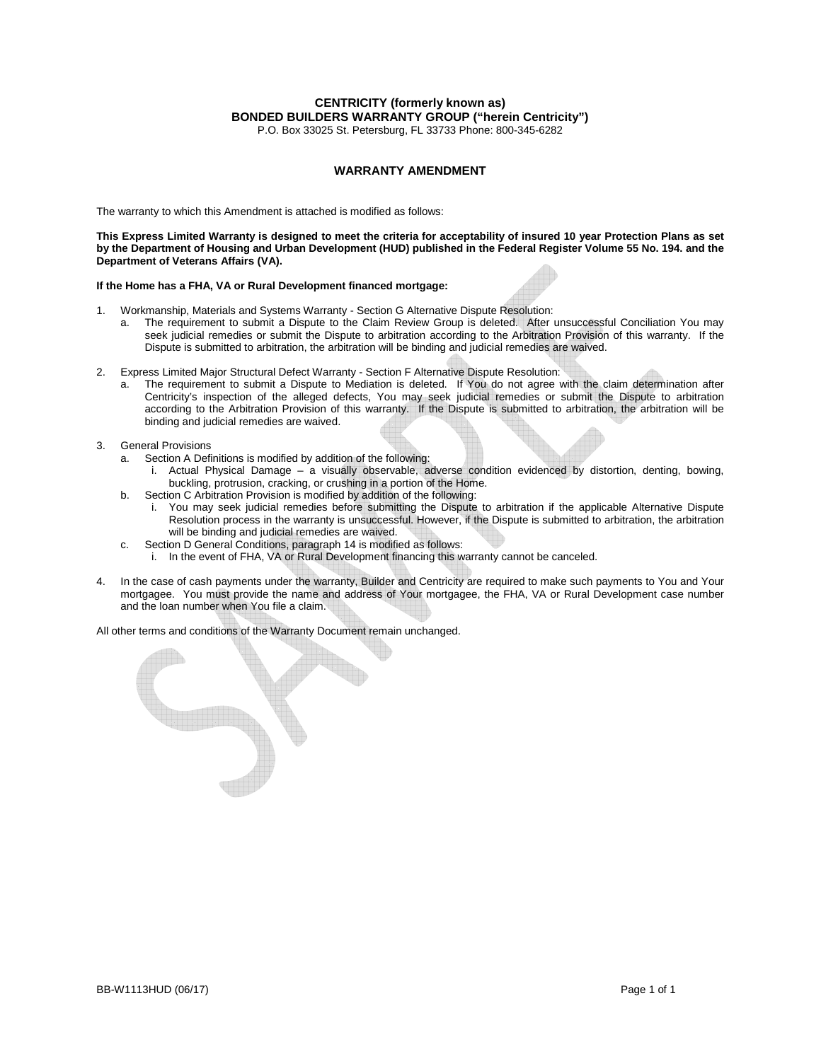**CENTRICITY (formerly known as)**
**BONDED BUILDERS WARRANTY GROUP ("herein Centricity")**
P.O. Box 33025 St. Petersburg, FL 33733 Phone: 800-345-6282

## WARRANTY AMENDMENT

The warranty to which this Amendment is attached is modified as follows:

**This Express Limited Warranty is designed to meet the criteria for acceptability of insured 10 year Protection Plans as set by the Department of Housing and Urban Development (HUD) published in the Federal Register Volume 55 No. 194. and the Department of Veterans Affairs (VA).**

**If the Home has a FHA, VA or Rural Development financed mortgage:**

1. Workmanship, Materials and Systems Warranty - Section G Alternative Dispute Resolution:
   a. The requirement to submit a Dispute to the Claim Review Group is deleted. After unsuccessful Conciliation You may seek judicial remedies or submit the Dispute to arbitration according to the Arbitration Provision of this warranty. If the Dispute is submitted to arbitration, the arbitration will be binding and judicial remedies are waived.

2. Express Limited Major Structural Defect Warranty - Section F Alternative Dispute Resolution:
   a. The requirement to submit a Dispute to Mediation is deleted. If You do not agree with the claim determination after Centricity's inspection of the alleged defects, You may seek judicial remedies or submit the Dispute to arbitration according to the Arbitration Provision of this warranty. If the Dispute is submitted to arbitration, the arbitration will be binding and judicial remedies are waived.

3. General Provisions
   a. Section A Definitions is modified by addition of the following:
      i. Actual Physical Damage – a visually observable, adverse condition evidenced by distortion, denting, bowing, buckling, protrusion, cracking, or crushing in a portion of the Home.
   b. Section C Arbitration Provision is modified by addition of the following:
      i. You may seek judicial remedies before submitting the Dispute to arbitration if the applicable Alternative Dispute Resolution process in the warranty is unsuccessful. However, if the Dispute is submitted to arbitration, the arbitration will be binding and judicial remedies are waived.
   c. Section D General Conditions, paragraph 14 is modified as follows:
      i. In the event of FHA, VA or Rural Development financing this warranty cannot be canceled.

4. In the case of cash payments under the warranty, Builder and Centricity are required to make such payments to You and Your mortgagee. You must provide the name and address of Your mortgagee, the FHA, VA or Rural Development case number and the loan number when You file a claim.

All other terms and conditions of the Warranty Document remain unchanged.

BB-W1113HUD (06/17)